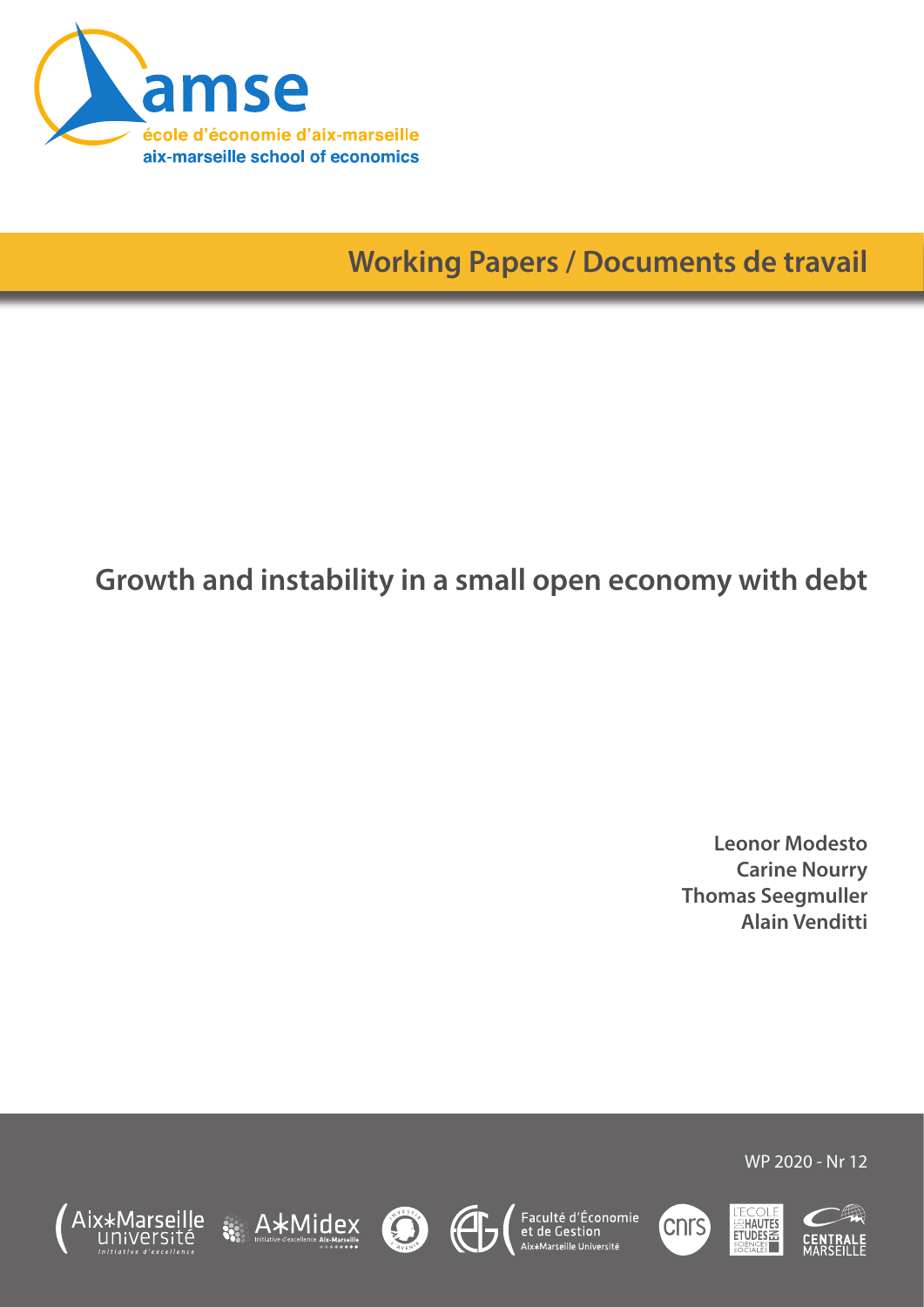amse

école d'économie d'aix-marseille

aix-marseille school of economics

**Working Papers / Documents de travail**

# Growth and instability in a small open economy with debt

**Leonor Modesto**
**Carine Nourry**
**Thomas Seegmuller**
**Alain Venditti**

WP 2020 - Nr 12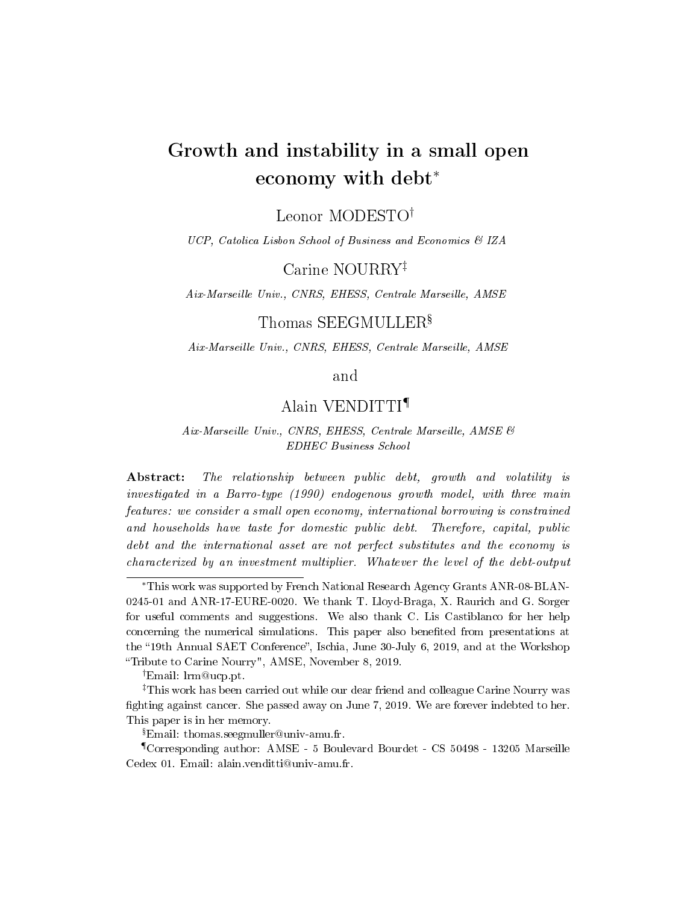# Growth and instability in a small open economy with debt*

Leonor MODESTO†

*UCP, Catolica Lisbon School of Business and Economics & IZA*

Carine NOURRY‡

*Aix-Marseille Univ., CNRS, EHESS, Centrale Marseille, AMSE*

Thomas SEEGMULLER§

*Aix-Marseille Univ., CNRS, EHESS, Centrale Marseille, AMSE*

and

Alain VENDITTI¶

*Aix-Marseille Univ., CNRS, EHESS, Centrale Marseille, AMSE & EDHEC Business School*

**Abstract:** *The relationship between public debt, growth and volatility is investigated in a Barro-type (1990) endogenous growth model, with three main features: we consider a small open economy, international borrowing is constrained and households have taste for domestic public debt. Therefore, capital, public debt and the international asset are not perfect substitutes and the economy is characterized by an investment multiplier. Whatever the level of the debt-output*

---

*This work was supported by French National Research Agency Grants ANR-08-BLAN-0245-01 and ANR-17-EURE-0020. We thank T. Lloyd-Braga, X. Raurich and G. Sorger for useful comments and suggestions. We also thank C. Lis Castiblanco for her help concerning the numerical simulations. This paper also benefited from presentations at the "19th Annual SAET Conference", Ischia, June 30-July 6, 2019, and at the Workshop "Tribute to Carine Nourry", AMSE, November 8, 2019.

†Email: lrm@ucp.pt.

‡This work has been carried out while our dear friend and colleague Carine Nourry was fighting against cancer. She passed away on June 7, 2019. We are forever indebted to her. This paper is in her memory.

§Email: thomas.seegmuller@univ-amu.fr.

¶Corresponding author: AMSE - 5 Boulevard Bourdet - CS 50498 - 13205 Marseille Cedex 01. Email: alain.venditti@univ-amu.fr.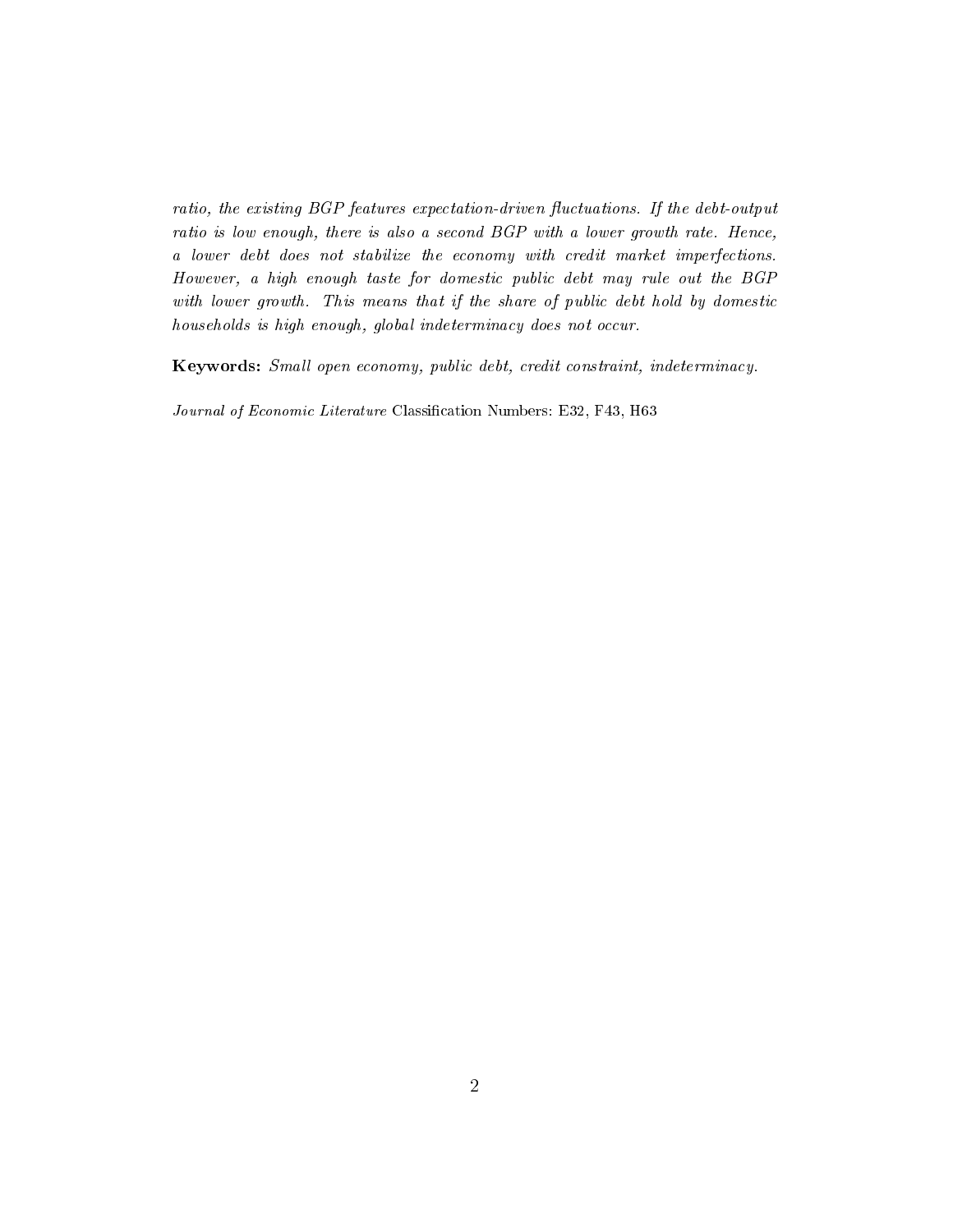*ratio, the existing BGP features expectation-driven fluctuations. If the debt-output ratio is low enough, there is also a second BGP with a lower growth rate. Hence, a lower debt does not stabilize the economy with credit market imperfections. However, a high enough taste for domestic public debt may rule out the BGP with lower growth. This means that if the share of public debt hold by domestic households is high enough, global indeterminacy does not occur.*

**Keywords:** *Small open economy, public debt, credit constraint, indeterminacy.*

*Journal of Economic Literature* Classification Numbers: E32, F43, H63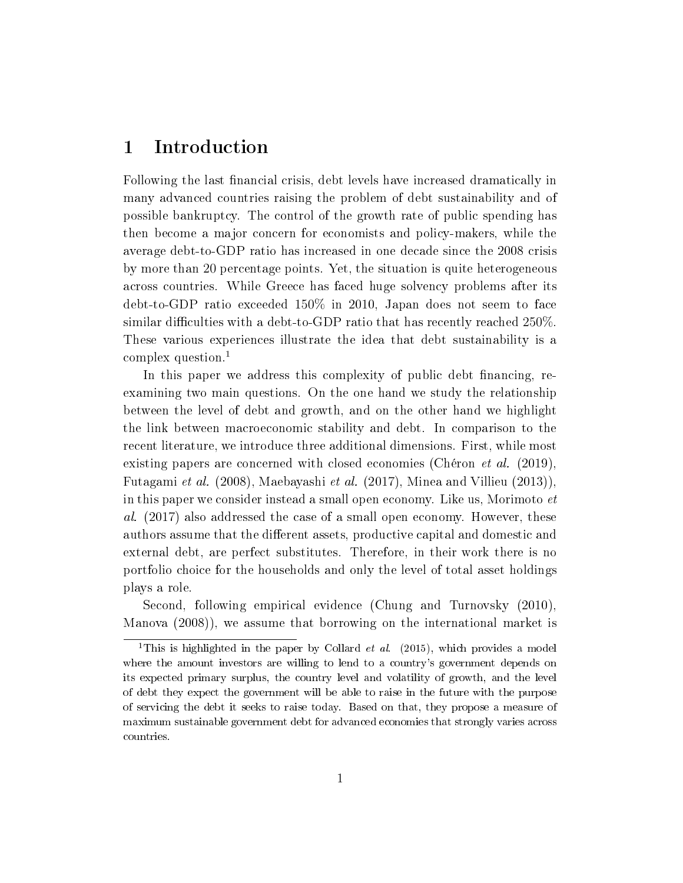# 1 Introduction

Following the last financial crisis, debt levels have increased dramatically in many advanced countries raising the problem of debt sustainability and of possible bankruptcy. The control of the growth rate of public spending has then become a major concern for economists and policy-makers, while the average debt-to-GDP ratio has increased in one decade since the 2008 crisis by more than 20 percentage points. Yet, the situation is quite heterogeneous across countries. While Greece has faced huge solvency problems after its debt-to-GDP ratio exceeded 150% in 2010, Japan does not seem to face similar difficulties with a debt-to-GDP ratio that has recently reached 250%. These various experiences illustrate the idea that debt sustainability is a complex question.[1]

In this paper we address this complexity of public debt financing, reexamining two main questions. On the one hand we study the relationship between the level of debt and growth, and on the other hand we highlight the link between macroeconomic stability and debt. In comparison to the recent literature, we introduce three additional dimensions. First, while most existing papers are concerned with closed economies (Chéron *et al.* (2019), Futagami *et al.* (2008), Maebayashi *et al.* (2017), Minea and Villieu (2013)), in this paper we consider instead a small open economy. Like us, Morimoto *et al.* (2017) also addressed the case of a small open economy. However, these authors assume that the different assets, productive capital and domestic and external debt, are perfect substitutes. Therefore, in their work there is no portfolio choice for the households and only the level of total asset holdings plays a role.

Second, following empirical evidence (Chung and Turnovsky (2010), Manova (2008)), we assume that borrowing on the international market is

[1] This is highlighted in the paper by Collard *et al.* (2015), which provides a model where the amount investors are willing to lend to a country's government depends on its expected primary surplus, the country level and volatility of growth, and the level of debt they expect the government will be able to raise in the future with the purpose of servicing the debt it seeks to raise today. Based on that, they propose a measure of maximum sustainable government debt for advanced economies that strongly varies across countries.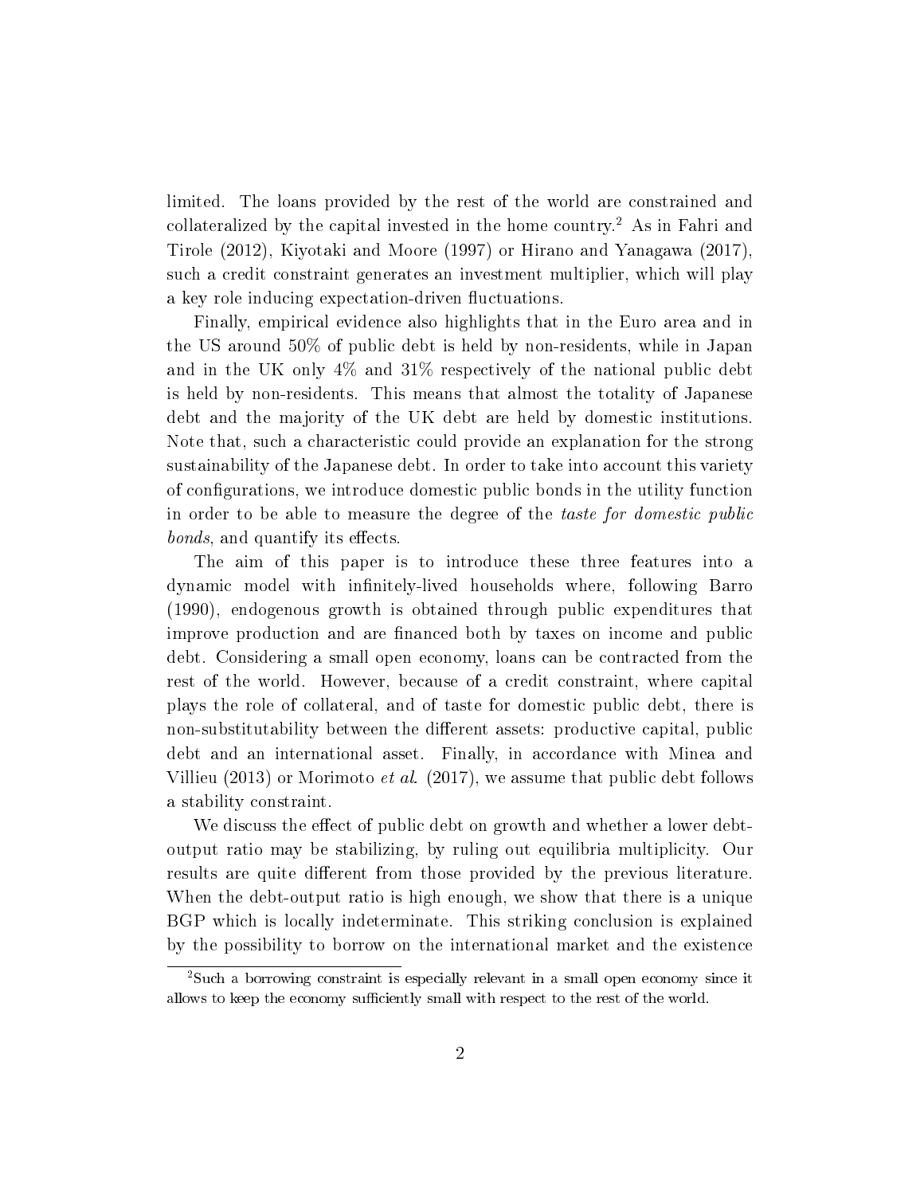limited. The loans provided by the rest of the world are constrained and collateralized by the capital invested in the home country.[2] As in Fahri and Tirole (2012), Kiyotaki and Moore (1997) or Hirano and Yanagawa (2017), such a credit constraint generates an investment multiplier, which will play a key role inducing expectation-driven fluctuations.

Finally, empirical evidence also highlights that in the Euro area and in the US around 50% of public debt is held by non-residents, while in Japan and in the UK only 4% and 31% respectively of the national public debt is held by non-residents. This means that almost the totality of Japanese debt and the majority of the UK debt are held by domestic institutions. Note that, such a characteristic could provide an explanation for the strong sustainability of the Japanese debt. In order to take into account this variety of configurations, we introduce domestic public bonds in the utility function in order to be able to measure the degree of the *taste for domestic public bonds*, and quantify its effects.

The aim of this paper is to introduce these three features into a dynamic model with infinitely-lived households where, following Barro (1990), endogenous growth is obtained through public expenditures that improve production and are financed both by taxes on income and public debt. Considering a small open economy, loans can be contracted from the rest of the world. However, because of a credit constraint, where capital plays the role of collateral, and of taste for domestic public debt, there is non-substitutability between the different assets: productive capital, public debt and an international asset. Finally, in accordance with Minea and Villieu (2013) or Morimoto *et al.* (2017), we assume that public debt follows a stability constraint.

We discuss the effect of public debt on growth and whether a lower debt-output ratio may be stabilizing, by ruling out equilibria multiplicity. Our results are quite different from those provided by the previous literature. When the debt-output ratio is high enough, we show that there is a unique BGP which is locally indeterminate. This striking conclusion is explained by the possibility to borrow on the international market and the existence

[2] Such a borrowing constraint is especially relevant in a small open economy since it allows to keep the economy sufficiently small with respect to the rest of the world.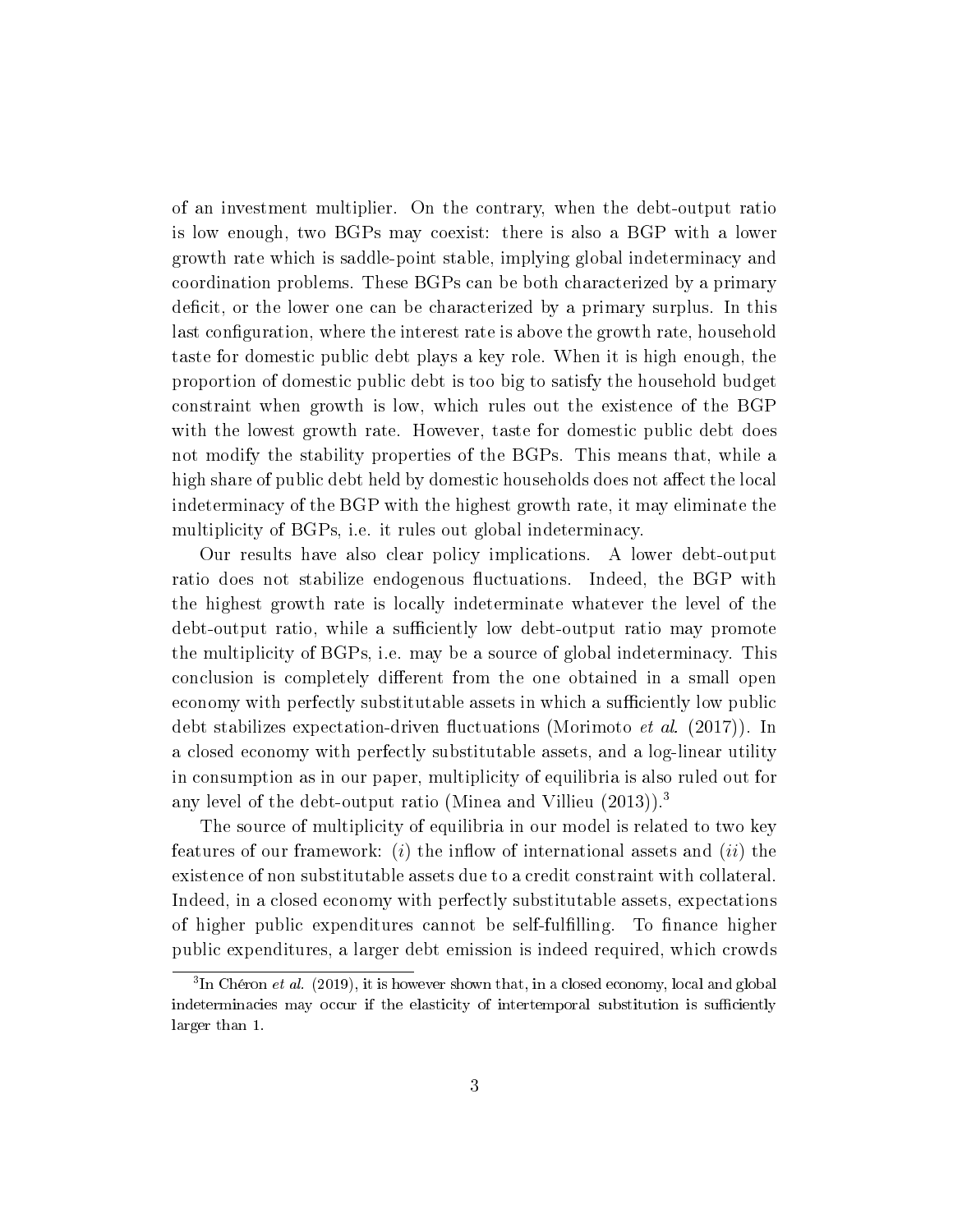of an investment multiplier. On the contrary, when the debt-output ratio is low enough, two BGPs may coexist: there is also a BGP with a lower growth rate which is saddle-point stable, implying global indeterminacy and coordination problems. These BGPs can be both characterized by a primary deficit, or the lower one can be characterized by a primary surplus. In this last configuration, where the interest rate is above the growth rate, household taste for domestic public debt plays a key role. When it is high enough, the proportion of domestic public debt is too big to satisfy the household budget constraint when growth is low, which rules out the existence of the BGP with the lowest growth rate. However, taste for domestic public debt does not modify the stability properties of the BGPs. This means that, while a high share of public debt held by domestic households does not affect the local indeterminacy of the BGP with the highest growth rate, it may eliminate the multiplicity of BGPs, i.e. it rules out global indeterminacy.

Our results have also clear policy implications. A lower debt-output ratio does not stabilize endogenous fluctuations. Indeed, the BGP with the highest growth rate is locally indeterminate whatever the level of the debt-output ratio, while a sufficiently low debt-output ratio may promote the multiplicity of BGPs, i.e. may be a source of global indeterminacy. This conclusion is completely different from the one obtained in a small open economy with perfectly substitutable assets in which a sufficiently low public debt stabilizes expectation-driven fluctuations (Morimoto *et al.* (2017)). In a closed economy with perfectly substitutable assets, and a log-linear utility in consumption as in our paper, multiplicity of equilibria is also ruled out for any level of the debt-output ratio (Minea and Villieu (2013)).[3]

The source of multiplicity of equilibria in our model is related to two key features of our framework: (*i*) the inflow of international assets and (*ii*) the existence of non substitutable assets due to a credit constraint with collateral. Indeed, in a closed economy with perfectly substitutable assets, expectations of higher public expenditures cannot be self-fulfilling. To finance higher public expenditures, a larger debt emission is indeed required, which crowds

[3] In Chéron *et al.* (2019), it is however shown that, in a closed economy, local and global indeterminacies may occur if the elasticity of intertemporal substitution is sufficiently larger than 1.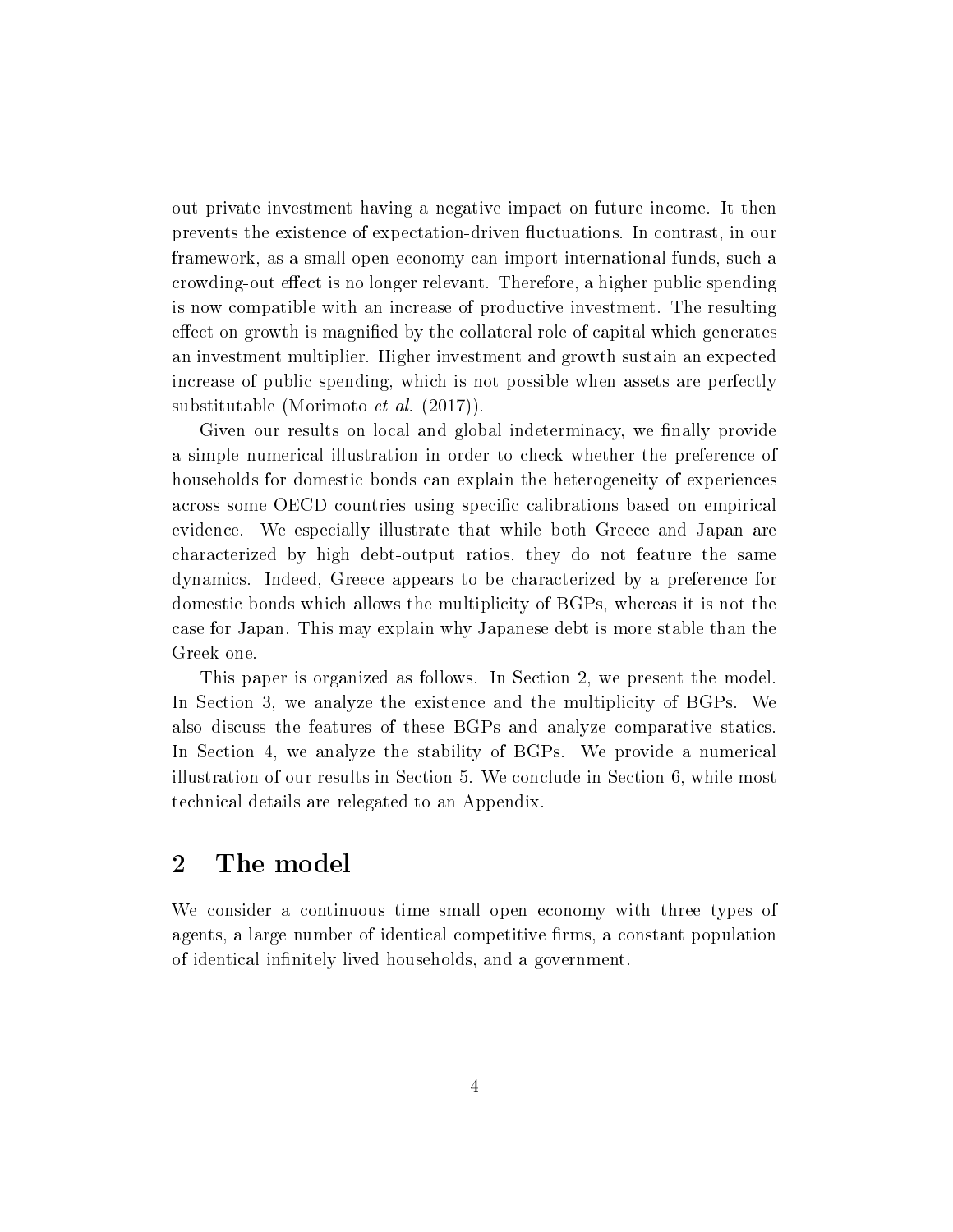out private investment having a negative impact on future income. It then prevents the existence of expectation-driven fluctuations. In contrast, in our framework, as a small open economy can import international funds, such a crowding-out effect is no longer relevant. Therefore, a higher public spending is now compatible with an increase of productive investment. The resulting effect on growth is magnified by the collateral role of capital which generates an investment multiplier. Higher investment and growth sustain an expected increase of public spending, which is not possible when assets are perfectly substitutable (Morimoto *et al.* (2017)).

Given our results on local and global indeterminacy, we finally provide a simple numerical illustration in order to check whether the preference of households for domestic bonds can explain the heterogeneity of experiences across some OECD countries using specific calibrations based on empirical evidence. We especially illustrate that while both Greece and Japan are characterized by high debt-output ratios, they do not feature the same dynamics. Indeed, Greece appears to be characterized by a preference for domestic bonds which allows the multiplicity of BGPs, whereas it is not the case for Japan. This may explain why Japanese debt is more stable than the Greek one.

This paper is organized as follows. In Section 2, we present the model. In Section 3, we analyze the existence and the multiplicity of BGPs. We also discuss the features of these BGPs and analyze comparative statics. In Section 4, we analyze the stability of BGPs. We provide a numerical illustration of our results in Section 5. We conclude in Section 6, while most technical details are relegated to an Appendix.

## 2 The model

We consider a continuous time small open economy with three types of agents, a large number of identical competitive firms, a constant population of identical infinitely lived households, and a government.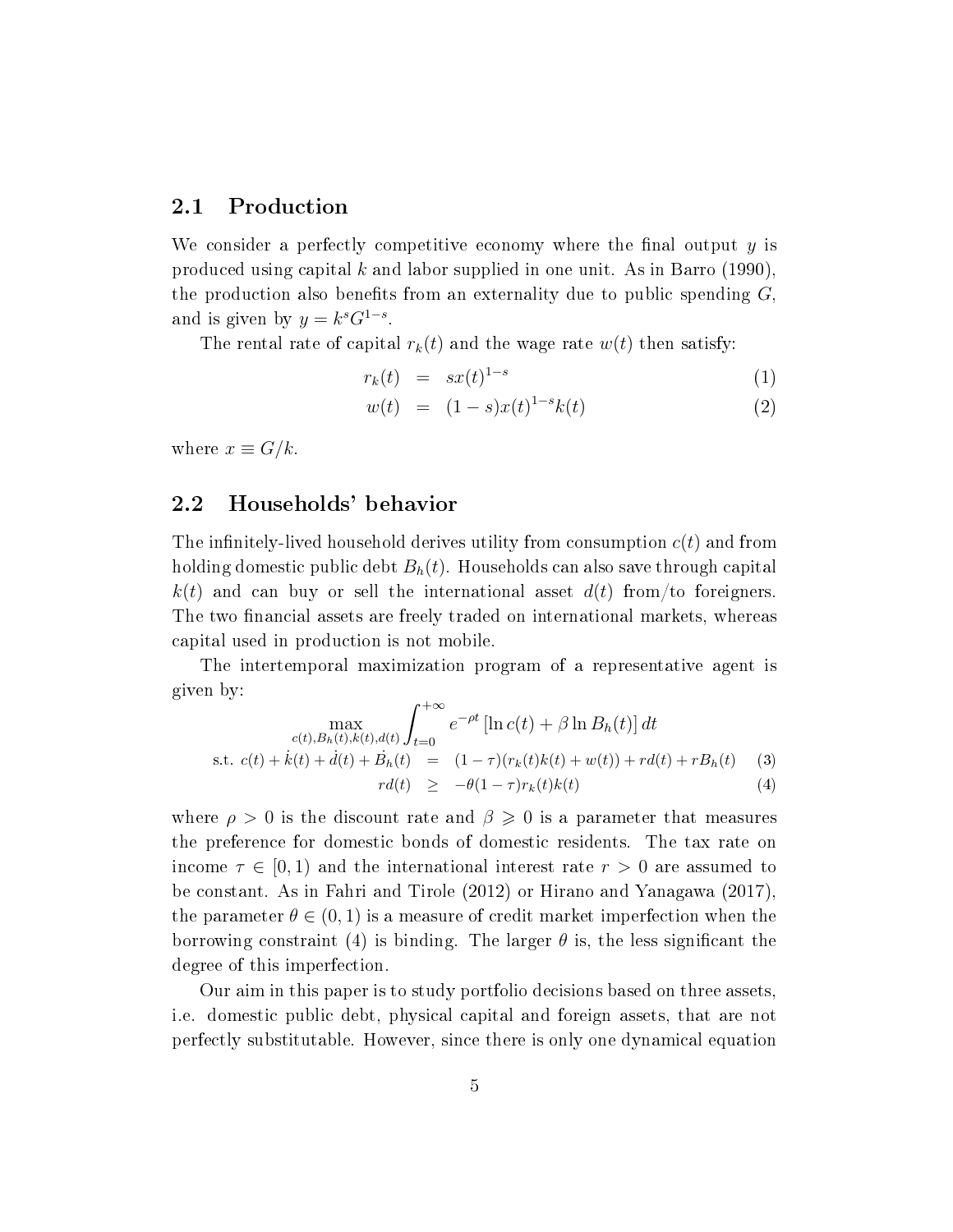## 2.1 Production

We consider a perfectly competitive economy where the final output $y$ is produced using capital $k$ and labor supplied in one unit. As in Barro (1990), the production also benefits from an externality due to public spending $G$, and is given by $y = k^s G^{1-s}$.

The rental rate of capital $r_k(t)$ and the wage rate $w(t)$ then satisfy:

$$r_k(t) = s x(t)^{1-s} \tag{1}$$

$$w(t) = (1-s) x(t)^{1-s} k(t) \tag{2}$$

where $x \equiv G/k$.

## 2.2 Households' behavior

The infinitely-lived household derives utility from consumption $c(t)$ and from holding domestic public debt $B_h(t)$. Households can also save through capital $k(t)$ and can buy or sell the international asset $d(t)$ from/to foreigners. The two financial assets are freely traded on international markets, whereas capital used in production is not mobile.

The intertemporal maximization program of a representative agent is given by:

$$\max_{c(t),B_h(t),k(t),d(t)} \int_{t=0}^{+\infty} e^{-\rho t} \left[\ln c(t) + \beta \ln B_h(t)\right] dt$$

$$\text{s.t. } c(t) + \dot{k}(t) + \dot{d}(t) + \dot{B_h}(t) = (1-\tau)(r_k(t)k(t) + w(t)) + r d(t) + r B_h(t) \tag{3}$$

$$r d(t) \geq -\theta(1-\tau) r_k(t) k(t) \tag{4}$$

where $\rho > 0$ is the discount rate and $\beta \geqslant 0$ is a parameter that measures the preference for domestic bonds of domestic residents. The tax rate on income $\tau \in [0, 1)$ and the international interest rate $r > 0$ are assumed to be constant. As in Fahri and Tirole (2012) or Hirano and Yanagawa (2017), the parameter $\theta \in (0, 1)$ is a measure of credit market imperfection when the borrowing constraint (4) is binding. The larger $\theta$ is, the less significant the degree of this imperfection.

Our aim in this paper is to study portfolio decisions based on three assets, i.e. domestic public debt, physical capital and foreign assets, that are not perfectly substitutable. However, since there is only one dynamical equation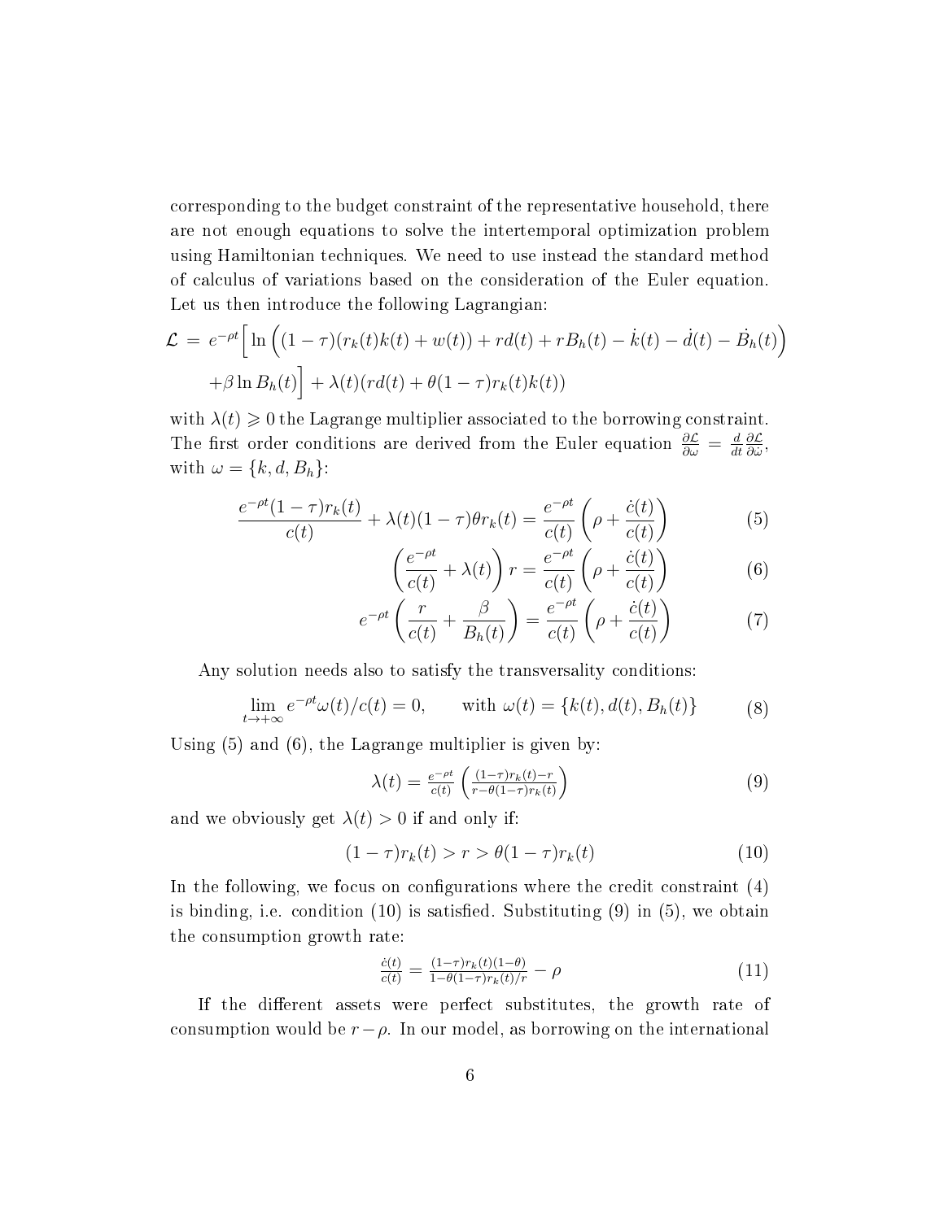corresponding to the budget constraint of the representative household, there are not enough equations to solve the intertemporal optimization problem using Hamiltonian techniques. We need to use instead the standard method of calculus of variations based on the consideration of the Euler equation. Let us then introduce the following Lagrangian:

$$\mathcal{L} = e^{-\rho t}\Big[ \ln \Big( (1-\tau)(r_k(t)k(t) + w(t)) + rd(t) + rB_h(t) - \dot{k}(t) - \dot{d}(t) - \dot{B}_h(t) \Big) \\ + \beta \ln B_h(t) \Big] + \lambda(t)(rd(t) + \theta(1-\tau)r_k(t)k(t))$$

with $\lambda(t) \geqslant 0$ the Lagrange multiplier associated to the borrowing constraint. The first order conditions are derived from the Euler equation $\frac{\partial \mathcal{L}}{\partial \omega} = \frac{d}{dt}\frac{\partial \mathcal{L}}{\partial \dot{\omega}}$, with $\omega = \{k, d, B_h\}$:

$$\frac{e^{-\rho t}(1-\tau)r_k(t)}{c(t)} + \lambda(t)(1-\tau)\theta r_k(t) = \frac{e^{-\rho t}}{c(t)}\left(\rho + \frac{\dot{c}(t)}{c(t)}\right) \tag{5}$$

$$\left(\frac{e^{-\rho t}}{c(t)} + \lambda(t)\right) r = \frac{e^{-\rho t}}{c(t)}\left(\rho + \frac{\dot{c}(t)}{c(t)}\right) \tag{6}$$

$$e^{-\rho t}\left(\frac{r}{c(t)} + \frac{\beta}{B_h(t)}\right) = \frac{e^{-\rho t}}{c(t)}\left(\rho + \frac{\dot{c}(t)}{c(t)}\right) \tag{7}$$

Any solution needs also to satisfy the transversality conditions:

$$\lim_{t \to +\infty} e^{-\rho t}\omega(t)/c(t) = 0, \qquad \text{with } \omega(t) = \{k(t), d(t), B_h(t)\} \tag{8}$$

Using (5) and (6), the Lagrange multiplier is given by:

$$\lambda(t) = \frac{e^{-\rho t}}{c(t)}\left(\frac{(1-\tau)r_k(t) - r}{r - \theta(1-\tau)r_k(t)}\right) \tag{9}$$

and we obviously get $\lambda(t) > 0$ if and only if:

$$(1-\tau)r_k(t) > r > \theta(1-\tau)r_k(t) \tag{10}$$

In the following, we focus on configurations where the credit constraint (4) is binding, i.e. condition (10) is satisfied. Substituting (9) in (5), we obtain the consumption growth rate:

$$\frac{\dot{c}(t)}{c(t)} = \frac{(1-\tau)r_k(t)(1-\theta)}{1-\theta(1-\tau)r_k(t)/r} - \rho \tag{11}$$

If the different assets were perfect substitutes, the growth rate of consumption would be $r - \rho$. In our model, as borrowing on the international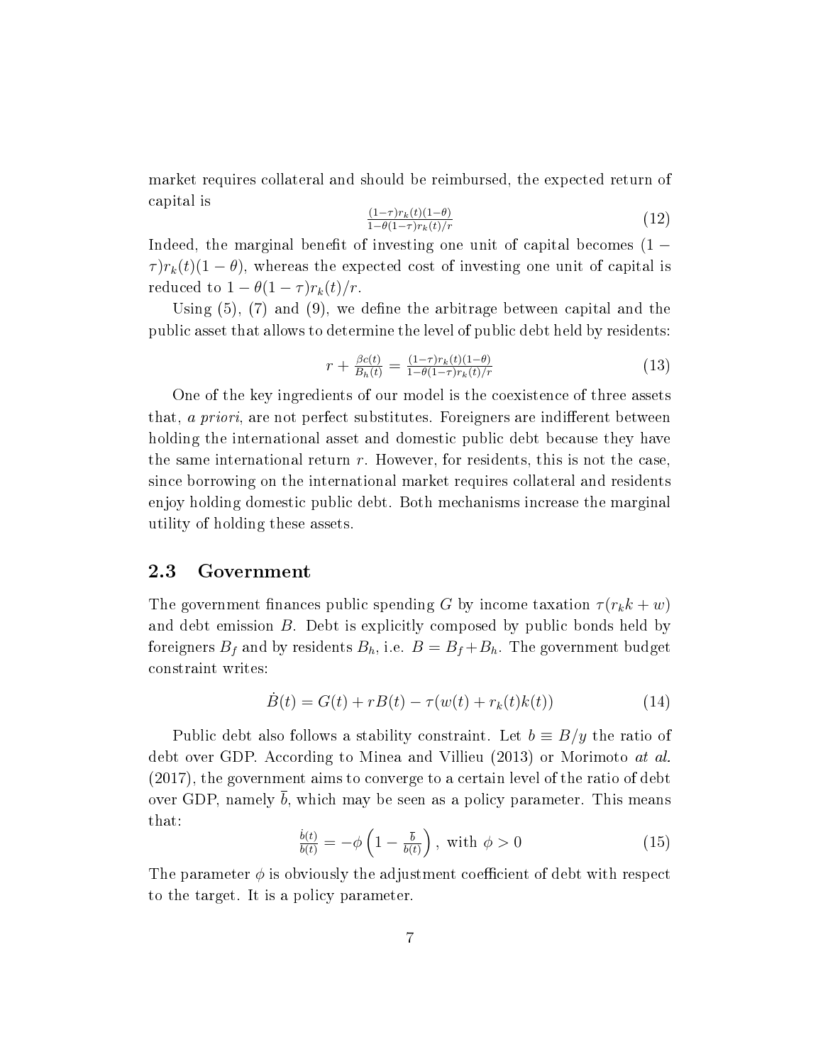market requires collateral and should be reimbursed, the expected return of capital is

$$\frac{(1-\tau)r_k(t)(1-\theta)}{1-\theta(1-\tau)r_k(t)/r} \tag{12}$$

Indeed, the marginal benefit of investing one unit of capital becomes $(1-\tau)r_k(t)(1-\theta)$, whereas the expected cost of investing one unit of capital is reduced to $1-\theta(1-\tau)r_k(t)/r$.

Using (5), (7) and (9), we define the arbitrage between capital and the public asset that allows to determine the level of public debt held by residents:

$$r + \frac{\beta c(t)}{B_h(t)} = \frac{(1-\tau)r_k(t)(1-\theta)}{1-\theta(1-\tau)r_k(t)/r} \tag{13}$$

One of the key ingredients of our model is the coexistence of three assets that, *a priori*, are not perfect substitutes. Foreigners are indifferent between holding the international asset and domestic public debt because they have the same international return $r$. However, for residents, this is not the case, since borrowing on the international market requires collateral and residents enjoy holding domestic public debt. Both mechanisms increase the marginal utility of holding these assets.

## 2.3 Government

The government finances public spending $G$ by income taxation $\tau(r_k k + w)$ and debt emission $B$. Debt is explicitly composed by public bonds held by foreigners $B_f$ and by residents $B_h$, i.e. $B = B_f + B_h$. The government budget constraint writes:

$$\dot{B}(t) = G(t) + rB(t) - \tau(w(t) + r_k(t)k(t)) \tag{14}$$

Public debt also follows a stability constraint. Let $b \equiv B/y$ the ratio of debt over GDP. According to Minea and Villieu (2013) or Morimoto *at al.* (2017), the government aims to converge to a certain level of the ratio of debt over GDP, namely $\bar{b}$, which may be seen as a policy parameter. This means that:

$$\frac{\dot{b}(t)}{b(t)} = -\phi\left(1 - \frac{\bar{b}}{b(t)}\right), \text{ with } \phi > 0 \tag{15}$$

The parameter $\phi$ is obviously the adjustment coefficient of debt with respect to the target. It is a policy parameter.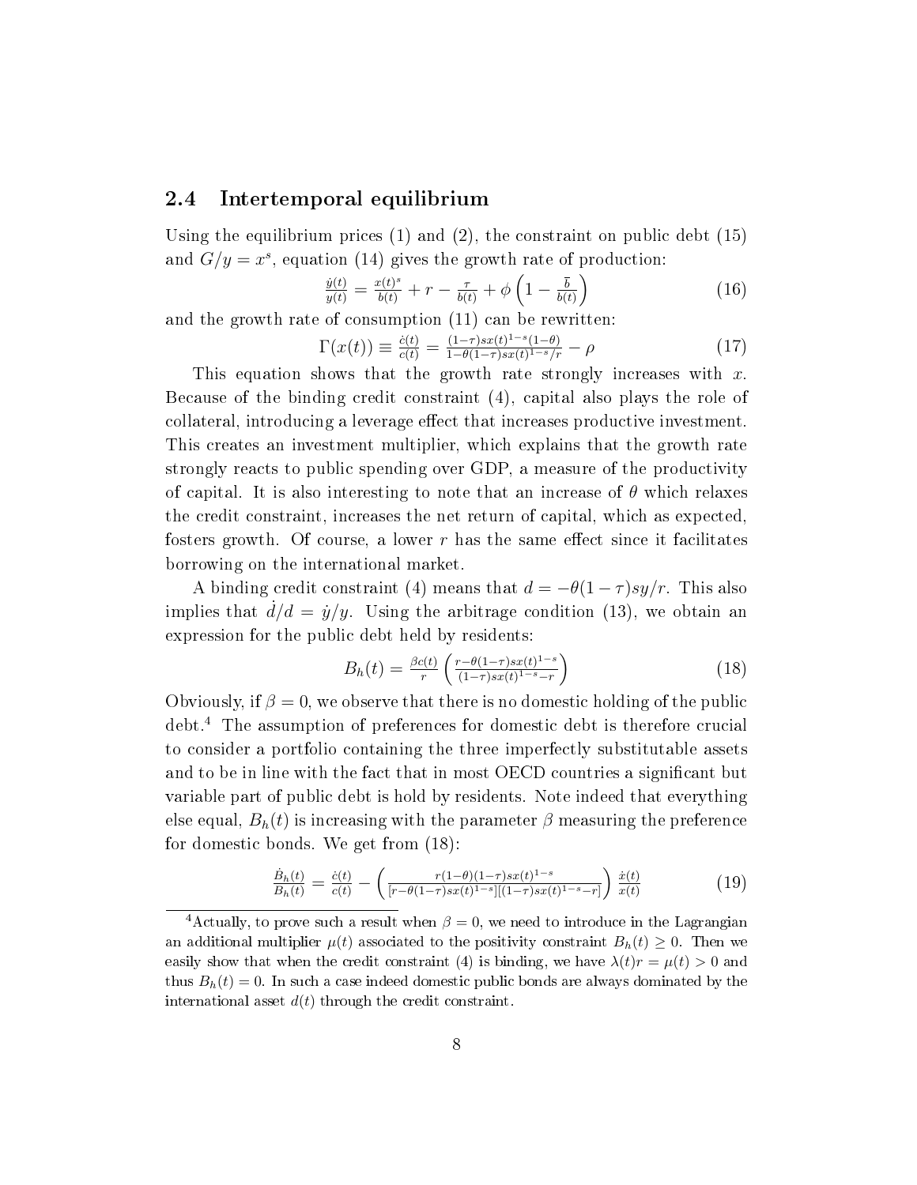### 2.4 Intertemporal equilibrium

Using the equilibrium prices (1) and (2), the constraint on public debt (15) and $G/y = x^s$, equation (14) gives the growth rate of production:

$$\frac{\dot{y}(t)}{y(t)} = \frac{x(t)^s}{b(t)} + r - \frac{\tau}{b(t)} + \phi\left(1 - \frac{\bar{b}}{b(t)}\right) \tag{16}$$

and the growth rate of consumption (11) can be rewritten:

$$\Gamma(x(t)) \equiv \frac{\dot{c}(t)}{c(t)} = \frac{(1-\tau)sx(t)^{1-s}(1-\theta)}{1-\theta(1-\tau)sx(t)^{1-s}/r} - \rho \tag{17}$$

This equation shows that the growth rate strongly increases with $x$. Because of the binding credit constraint (4), capital also plays the role of collateral, introducing a leverage effect that increases productive investment. This creates an investment multiplier, which explains that the growth rate strongly reacts to public spending over GDP, a measure of the productivity of capital. It is also interesting to note that an increase of $\theta$ which relaxes the credit constraint, increases the net return of capital, which as expected, fosters growth. Of course, a lower $r$ has the same effect since it facilitates borrowing on the international market.

A binding credit constraint (4) means that $d = -\theta(1-\tau)sy/r$. This also implies that $\dot{d}/d = \dot{y}/y$. Using the arbitrage condition (13), we obtain an expression for the public debt held by residents:

$$B_h(t) = \frac{\beta c(t)}{r}\left(\frac{r-\theta(1-\tau)sx(t)^{1-s}}{(1-\tau)sx(t)^{1-s}-r}\right) \tag{18}$$

Obviously, if $\beta = 0$, we observe that there is no domestic holding of the public debt.[4] The assumption of preferences for domestic debt is therefore crucial to consider a portfolio containing the three imperfectly substitutable assets and to be in line with the fact that in most OECD countries a significant but variable part of public debt is hold by residents. Note indeed that everything else equal, $B_h(t)$ is increasing with the parameter $\beta$ measuring the preference for domestic bonds. We get from (18):

$$\frac{\dot{B}_h(t)}{B_h(t)} = \frac{\dot{c}(t)}{c(t)} - \left(\frac{r(1-\theta)(1-\tau)sx(t)^{1-s}}{[r-\theta(1-\tau)sx(t)^{1-s}][(1-\tau)sx(t)^{1-s}-r]}\right)\frac{\dot{x}(t)}{x(t)} \tag{19}$$

[4] Actually, to prove such a result when $\beta = 0$, we need to introduce in the Lagrangian an additional multiplier $\mu(t)$ associated to the positivity constraint $B_h(t) \geq 0$. Then we easily show that when the credit constraint (4) is binding, we have $\lambda(t)r = \mu(t) > 0$ and thus $B_h(t) = 0$. In such a case indeed domestic public bonds are always dominated by the international asset $d(t)$ through the credit constraint.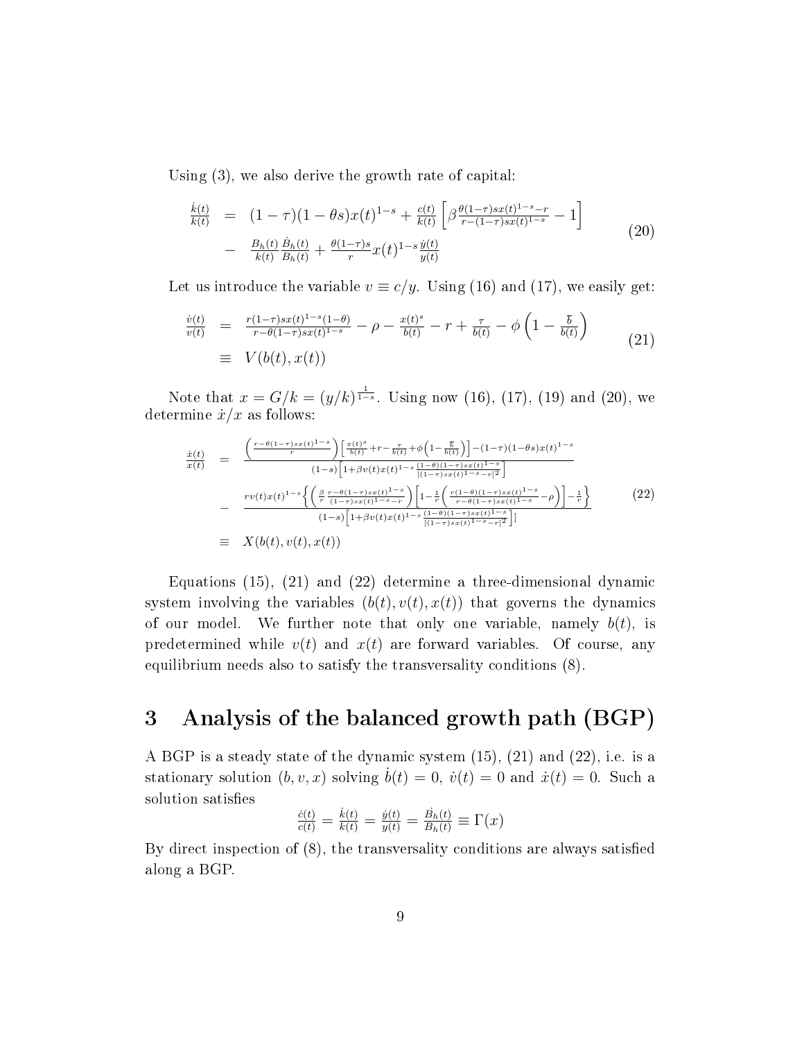Using (3), we also derive the growth rate of capital:

$$
\begin{aligned}
\frac{\dot{k}(t)}{k(t)} &= (1-\tau)(1-\theta s)x(t)^{1-s} + \frac{c(t)}{k(t)}\left[\beta\frac{\theta(1-\tau)sx(t)^{1-s}-r}{r-(1-\tau)sx(t)^{1-s}} - 1\right] \\
&- \frac{B_h(t)}{k(t)}\frac{\dot{B}_h(t)}{B_h(t)} + \frac{\theta(1-\tau)s}{r}x(t)^{1-s}\frac{\dot{y}(t)}{y(t)}
\end{aligned}
\tag{20}
$$

Let us introduce the variable $v \equiv c/y$. Using (16) and (17), we easily get:

$$
\begin{aligned}
\frac{\dot{v}(t)}{v(t)} &= \frac{r(1-\tau)sx(t)^{1-s}(1-\theta)}{r-\theta(1-\tau)sx(t)^{1-s}} - \rho - \frac{x(t)^s}{b(t)} - r + \frac{\tau}{b(t)} - \phi\left(1-\frac{\overline{b}}{b(t)}\right) \\
&\equiv V(b(t), x(t))
\end{aligned}
\tag{21}
$$

Note that $x = G/k = (y/k)^{\frac{1}{1-s}}$. Using now (16), (17), (19) and (20), we determine $\dot{x}/x$ as follows:

$$
\begin{aligned}
\frac{\dot{x}(t)}{x(t)} &= \frac{\left(\frac{r-\theta(1-\tau)sx(t)^{1-s}}{r}\right)\left[\frac{x(t)^s}{b(t)}+r-\frac{\tau}{b(t)}+\phi\left(1-\frac{\overline{b}}{b(t)}\right)\right]-(1-\tau)(1-\theta s)x(t)^{1-s}}{(1-s)\left[1+\beta v(t)x(t)^{1-s}\frac{(1-\theta)(1-\tau)sx(t)^{1-s}}{[(1-\tau)sx(t)^{1-s}-r]^2}\right]} \\
&- \frac{rv(t)x(t)^{1-s}\left\{\left(\frac{\beta}{r}\frac{r-\theta(1-\tau)sx(t)^{1-s}}{(1-\tau)sx(t)^{1-s}-r}\right)\left[1-\frac{1}{r}\left(\frac{r(1-\theta)(1-\tau)sx(t)^{1-s}}{r-\theta(1-\tau)sx(t)^{1-s}}-\rho\right)\right]-\frac{1}{r}\right\}}{(1-s)\left[1+\beta v(t)x(t)^{1-s}\frac{(1-\theta)(1-\tau)sx(t)^{1-s}}{[(1-\tau)sx(t)^{1-s}-r]^2}\right]} \\
&\equiv X(b(t), v(t), x(t))
\end{aligned}
\tag{22}
$$

Equations (15), (21) and (22) determine a three-dimensional dynamic system involving the variables $(b(t), v(t), x(t))$ that governs the dynamics of our model. We further note that only one variable, namely $b(t)$, is predetermined while $v(t)$ and $x(t)$ are forward variables. Of course, any equilibrium needs also to satisfy the transversality conditions (8).

## 3 Analysis of the balanced growth path (BGP)

A BGP is a steady state of the dynamic system (15), (21) and (22), i.e. is a stationary solution $(b, v, x)$ solving $\dot{b}(t) = 0$, $\dot{v}(t) = 0$ and $\dot{x}(t) = 0$. Such a solution satisfies

$$
\frac{\dot{c}(t)}{c(t)} = \frac{\dot{k}(t)}{k(t)} = \frac{\dot{y}(t)}{y(t)} = \frac{\dot{B_h}(t)}{B_h(t)} \equiv \Gamma(x)
$$

By direct inspection of (8), the transversality conditions are always satisfied along a BGP.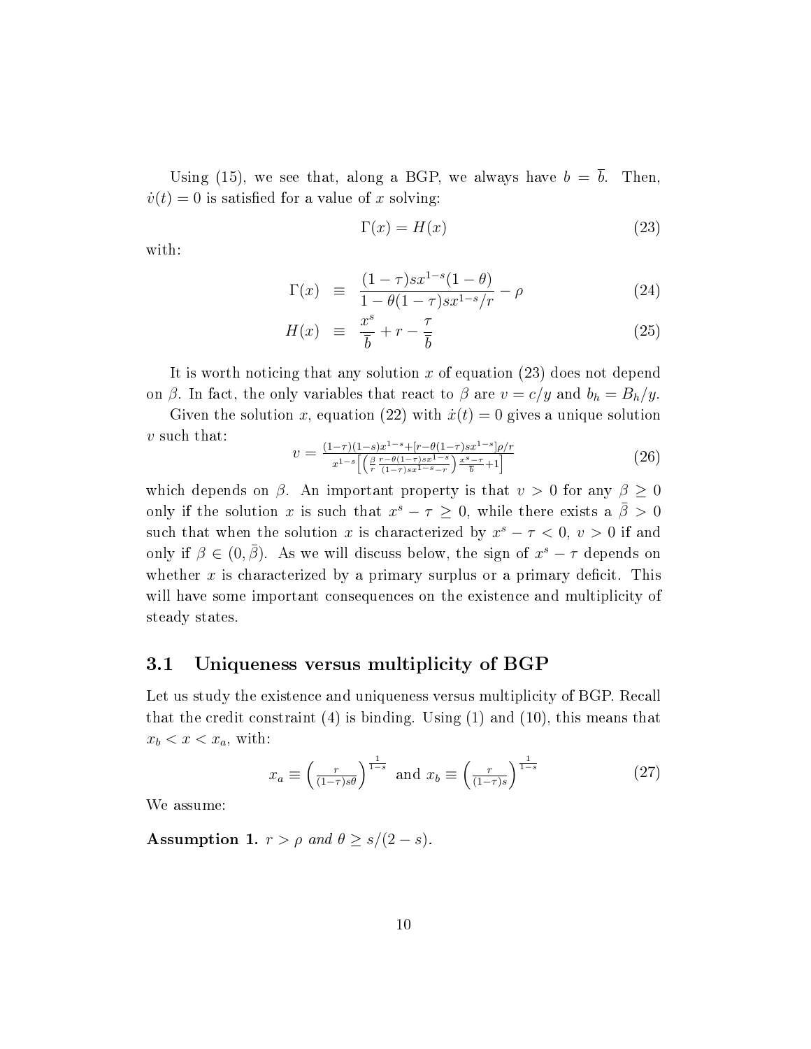Using (15), we see that, along a BGP, we always have $b = \overline{b}$. Then, $\dot{v}(t) = 0$ is satisfied for a value of $x$ solving:

$$\Gamma(x) = H(x) \tag{23}$$

with:

$$\Gamma(x) \equiv \frac{(1-\tau)sx^{1-s}(1-\theta)}{1-\theta(1-\tau)sx^{1-s}/r} - \rho \tag{24}$$

$$H(x) \equiv \frac{x^s}{\overline{b}} + r - \frac{\tau}{\overline{b}} \tag{25}$$

It is worth noticing that any solution $x$ of equation (23) does not depend on $\beta$. In fact, the only variables that react to $\beta$ are $v = c/y$ and $b_h = B_h/y$.

Given the solution $x$, equation (22) with $\dot{x}(t) = 0$ gives a unique solution $v$ such that:

$$v = \frac{(1-\tau)(1-s)x^{1-s} + [r - \theta(1-\tau)sx^{1-s}]\rho/r}{x^{1-s}\left[\left(\frac{\beta}{r}\frac{r-\theta(1-\tau)sx^{1-s}}{(1-\tau)sx^{1-s}-r}\right)\frac{x^s-\tau}{\overline{b}}+1\right]} \tag{26}$$

which depends on $\beta$. An important property is that $v > 0$ for any $\beta \geq 0$ only if the solution $x$ is such that $x^s - \tau \geq 0$, while there exists a $\bar{\beta} > 0$ such that when the solution $x$ is characterized by $x^s - \tau < 0$, $v > 0$ if and only if $\beta \in (0, \bar{\beta})$. As we will discuss below, the sign of $x^s - \tau$ depends on whether $x$ is characterized by a primary surplus or a primary deficit. This will have some important consequences on the existence and multiplicity of steady states.

## 3.1 Uniqueness versus multiplicity of BGP

Let us study the existence and uniqueness versus multiplicity of BGP. Recall that the credit constraint (4) is binding. Using (1) and (10), this means that $x_b < x < x_a$, with:

$$x_a \equiv \left(\frac{r}{(1-\tau)s\theta}\right)^{\frac{1}{1-s}} \text{ and } x_b \equiv \left(\frac{r}{(1-\tau)s}\right)^{\frac{1}{1-s}} \tag{27}$$

We assume:

**Assumption 1.** *$r > \rho$ and $\theta \geq s/(2-s)$.*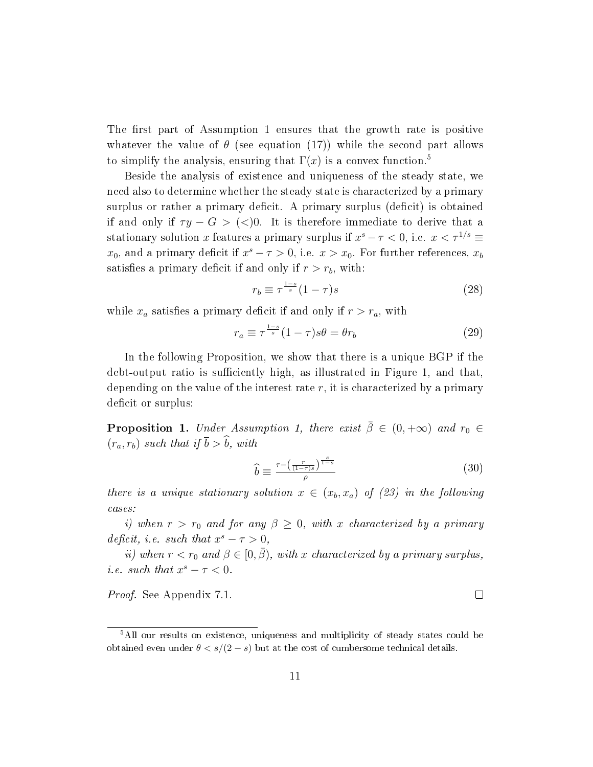The first part of Assumption 1 ensures that the growth rate is positive whatever the value of $\theta$ (see equation (17)) while the second part allows to simplify the analysis, ensuring that $\Gamma(x)$ is a convex function.[5]

Beside the analysis of existence and uniqueness of the steady state, we need also to determine whether the steady state is characterized by a primary surplus or rather a primary deficit. A primary surplus (deficit) is obtained if and only if $\tau y - G > (<) 0$. It is therefore immediate to derive that a stationary solution $x$ features a primary surplus if $x^s - \tau < 0$, i.e. $x < \tau^{1/s} \equiv x_0$, and a primary deficit if $x^s - \tau > 0$, i.e. $x > x_0$. For further references, $x_b$ satisfies a primary deficit if and only if $r > r_b$, with:

$$r_b \equiv \tau^{\frac{1-s}{s}}(1-\tau)s \tag{28}$$

while $x_a$ satisfies a primary deficit if and only if $r > r_a$, with

$$r_a \equiv \tau^{\frac{1-s}{s}}(1-\tau)s\theta = \theta r_b \tag{29}$$

In the following Proposition, we show that there is a unique BGP if the debt-output ratio is sufficiently high, as illustrated in Figure 1, and that, depending on the value of the interest rate $r$, it is characterized by a primary deficit or surplus:

**Proposition 1.** *Under Assumption 1, there exist $\bar{\beta} \in (0, +\infty)$ and $r_0 \in (r_a, r_b)$ such that if $\overline{b} > \widehat{b}$, with*

$$\widehat{b} \equiv \frac{\tau - \left(\frac{r}{(1-\tau)s}\right)^{\frac{s}{1-s}}}{\rho} \tag{30}$$

*there is a unique stationary solution $x \in (x_b, x_a)$ of (23) in the following cases:*

*i) when $r > r_0$ and for any $\beta \geq 0$, with $x$ characterized by a primary deficit, i.e. such that $x^s - \tau > 0$,*

*ii) when $r < r_0$ and $\beta \in [0, \bar{\beta})$, with $x$ characterized by a primary surplus, i.e. such that $x^s - \tau < 0$.*

*Proof.* See Appendix 7.1. □

[5] All our results on existence, uniqueness and multiplicity of steady states could be obtained even under $\theta < s/(2-s)$ but at the cost of cumbersome technical details.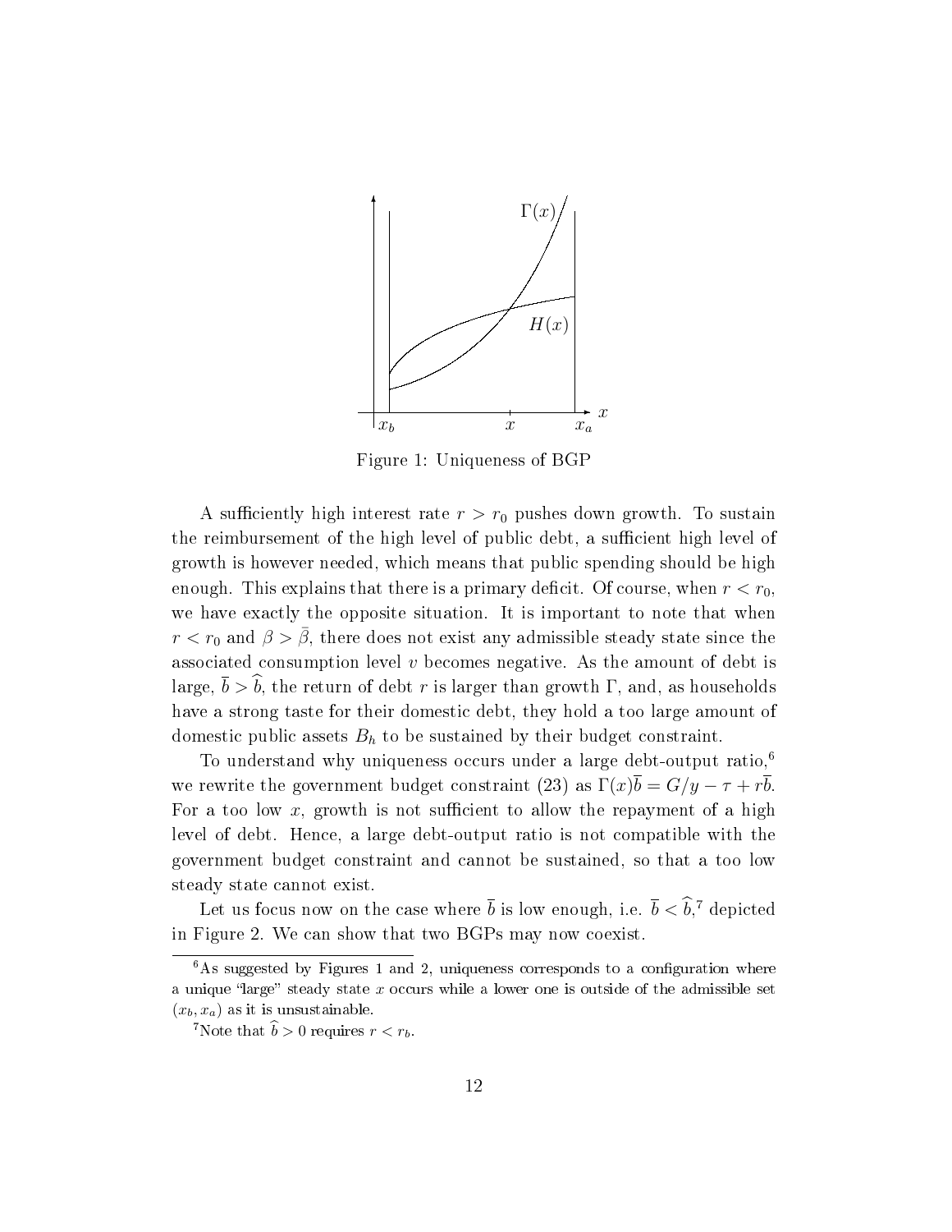Figure 1: Uniqueness of BGP

A sufficiently high interest rate $r > r_0$ pushes down growth. To sustain the reimbursement of the high level of public debt, a sufficient high level of growth is however needed, which means that public spending should be high enough. This explains that there is a primary deficit. Of course, when $r < r_0$, we have exactly the opposite situation. It is important to note that when $r < r_0$ and $\beta > \bar{\beta}$, there does not exist any admissible steady state since the associated consumption level $v$ becomes negative. As the amount of debt is large, $\bar{b} > \widehat{b}$, the return of debt $r$ is larger than growth $\Gamma$, and, as households have a strong taste for their domestic debt, they hold a too large amount of domestic public assets $B_h$ to be sustained by their budget constraint.

To understand why uniqueness occurs under a large debt-output ratio,[6] we rewrite the government budget constraint (23) as $\Gamma(x)\bar{b} = G/y - \tau + r\bar{b}$. For a too low $x$, growth is not sufficient to allow the repayment of a high level of debt. Hence, a large debt-output ratio is not compatible with the government budget constraint and cannot be sustained, so that a too low steady state cannot exist.

Let us focus now on the case where $\bar{b}$ is low enough, i.e. $\bar{b} < \widehat{b}$,[7] depicted in Figure 2. We can show that two BGPs may now coexist.

[6] As suggested by Figures 1 and 2, uniqueness corresponds to a configuration where a unique "large" steady state $x$ occurs while a lower one is outside of the admissible set $(x_b, x_a)$ as it is unsustainable.

[7] Note that $\widehat{b} > 0$ requires $r < r_b$.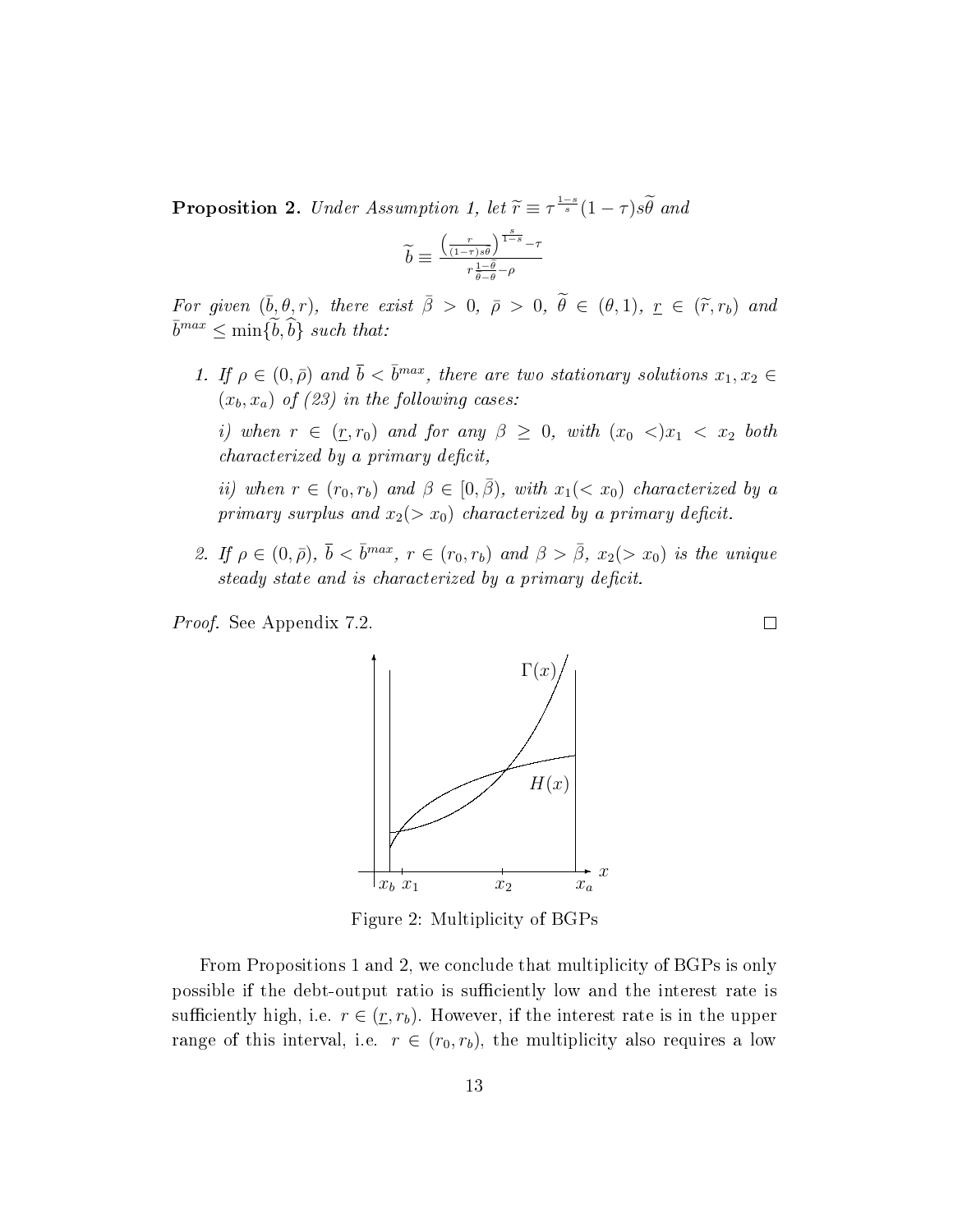**Proposition 2.** *Under Assumption 1, let* $\widetilde{r} \equiv \tau^{\frac{1-s}{s}}(1-\tau)s\widetilde{\theta}$ *and*

$$\widetilde{b} \equiv \frac{\left(\frac{r}{(1-\tau)s\theta}\right)^{\frac{s}{1-s}} - \tau}{r\frac{1-\widetilde{\theta}}{\widetilde{\theta}-\theta} - \rho}$$

*For given* $(\bar{b}, \theta, r)$*, there exist* $\bar{\beta} > 0$*,* $\bar{\rho} > 0$*,* $\widetilde{\theta} \in (\theta, 1)$*,* $\underline{r} \in (\widetilde{r}, r_b)$ *and* $\bar{b}^{max} \leq \min\{\widetilde{b}, \widehat{b}\}$ *such that:*

1. *If* $\rho \in (0, \bar{\rho})$ *and* $\bar{b} < \bar{b}^{max}$*, there are two stationary solutions* $x_1, x_2 \in (x_b, x_a)$ *of (23) in the following cases:*

   *i) when* $r \in (\underline{r}, r_0)$ *and for any* $\beta \geq 0$*, with* $(x_0 <) x_1 < x_2$ *both characterized by a primary deficit,*

   *ii) when* $r \in (r_0, r_b)$ *and* $\beta \in [0, \bar{\beta})$*, with* $x_1 (< x_0)$ *characterized by a primary surplus and* $x_2 (> x_0)$ *characterized by a primary deficit.*

2. *If* $\rho \in (0, \bar{\rho})$*,* $\bar{b} < \bar{b}^{max}$*,* $r \in (r_0, r_b)$ *and* $\beta > \bar{\beta}$*,* $x_2 (> x_0)$ *is the unique steady state and is characterized by a primary deficit.*

*Proof.* See Appendix 7.2. □

Figure 2: Multiplicity of BGPs

From Propositions 1 and 2, we conclude that multiplicity of BGPs is only possible if the debt-output ratio is sufficiently low and the interest rate is sufficiently high, i.e. $r \in (\underline{r}, r_b)$. However, if the interest rate is in the upper range of this interval, i.e. $r \in (r_0, r_b)$, the multiplicity also requires a low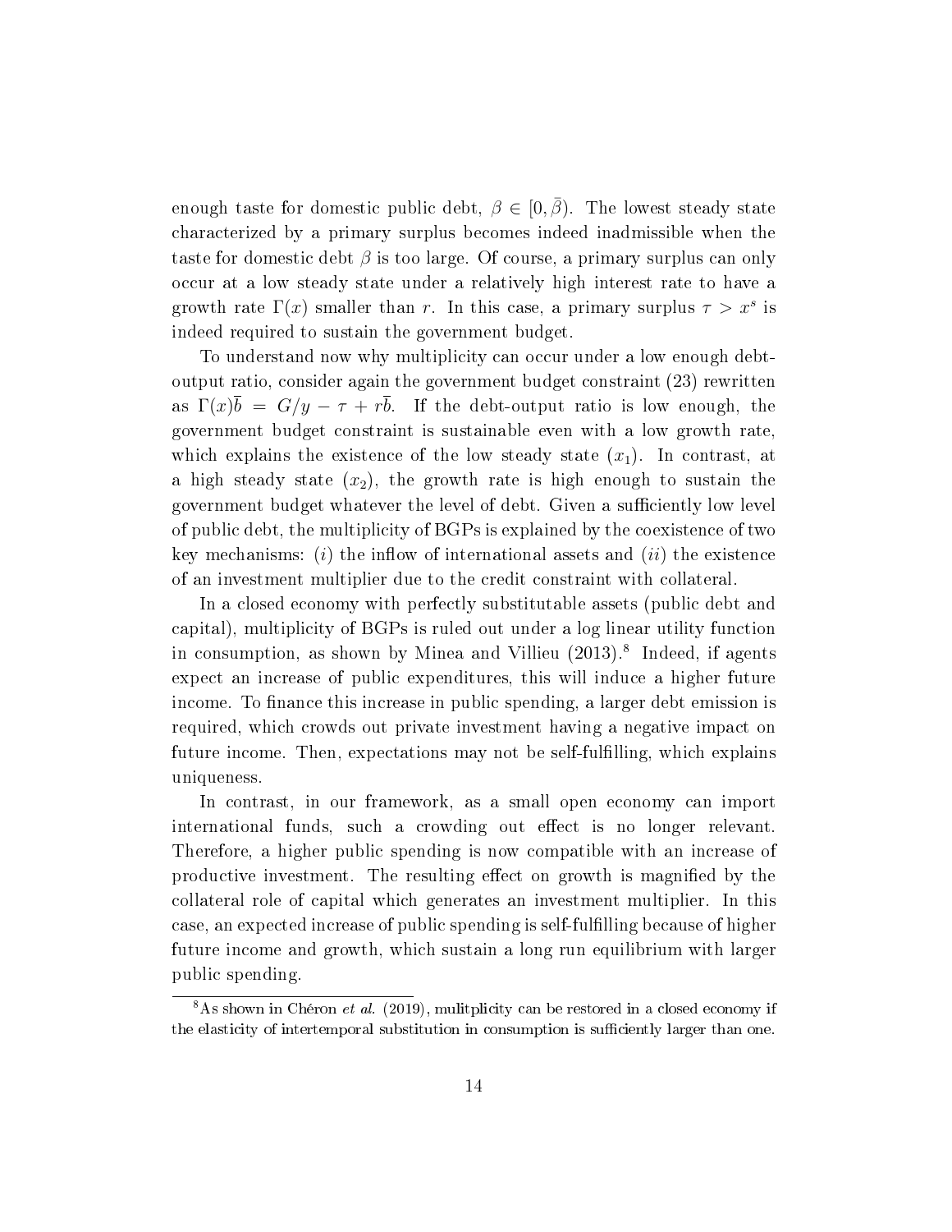enough taste for domestic public debt, $\beta \in [0, \bar{\beta})$. The lowest steady state characterized by a primary surplus becomes indeed inadmissible when the taste for domestic debt $\beta$ is too large. Of course, a primary surplus can only occur at a low steady state under a relatively high interest rate to have a growth rate $\Gamma(x)$ smaller than $r$. In this case, a primary surplus $\tau > x^s$ is indeed required to sustain the government budget.

To understand now why multiplicity can occur under a low enough debt-output ratio, consider again the government budget constraint (23) rewritten as $\Gamma(x)\bar{b} = G/y - \tau + r\bar{b}$. If the debt-output ratio is low enough, the government budget constraint is sustainable even with a low growth rate, which explains the existence of the low steady state ($x_1$). In contrast, at a high steady state ($x_2$), the growth rate is high enough to sustain the government budget whatever the level of debt. Given a sufficiently low level of public debt, the multiplicity of BGPs is explained by the coexistence of two key mechanisms: ($i$) the inflow of international assets and ($ii$) the existence of an investment multiplier due to the credit constraint with collateral.

In a closed economy with perfectly substitutable assets (public debt and capital), multiplicity of BGPs is ruled out under a log linear utility function in consumption, as shown by Minea and Villieu (2013).[8] Indeed, if agents expect an increase of public expenditures, this will induce a higher future income. To finance this increase in public spending, a larger debt emission is required, which crowds out private investment having a negative impact on future income. Then, expectations may not be self-fulfilling, which explains uniqueness.

In contrast, in our framework, as a small open economy can import international funds, such a crowding out effect is no longer relevant. Therefore, a higher public spending is now compatible with an increase of productive investment. The resulting effect on growth is magnified by the collateral role of capital which generates an investment multiplier. In this case, an expected increase of public spending is self-fulfilling because of higher future income and growth, which sustain a long run equilibrium with larger public spending.

[8] As shown in Chéron *et al.* (2019), mulitplicity can be restored in a closed economy if the elasticity of intertemporal substitution in consumption is sufficiently larger than one.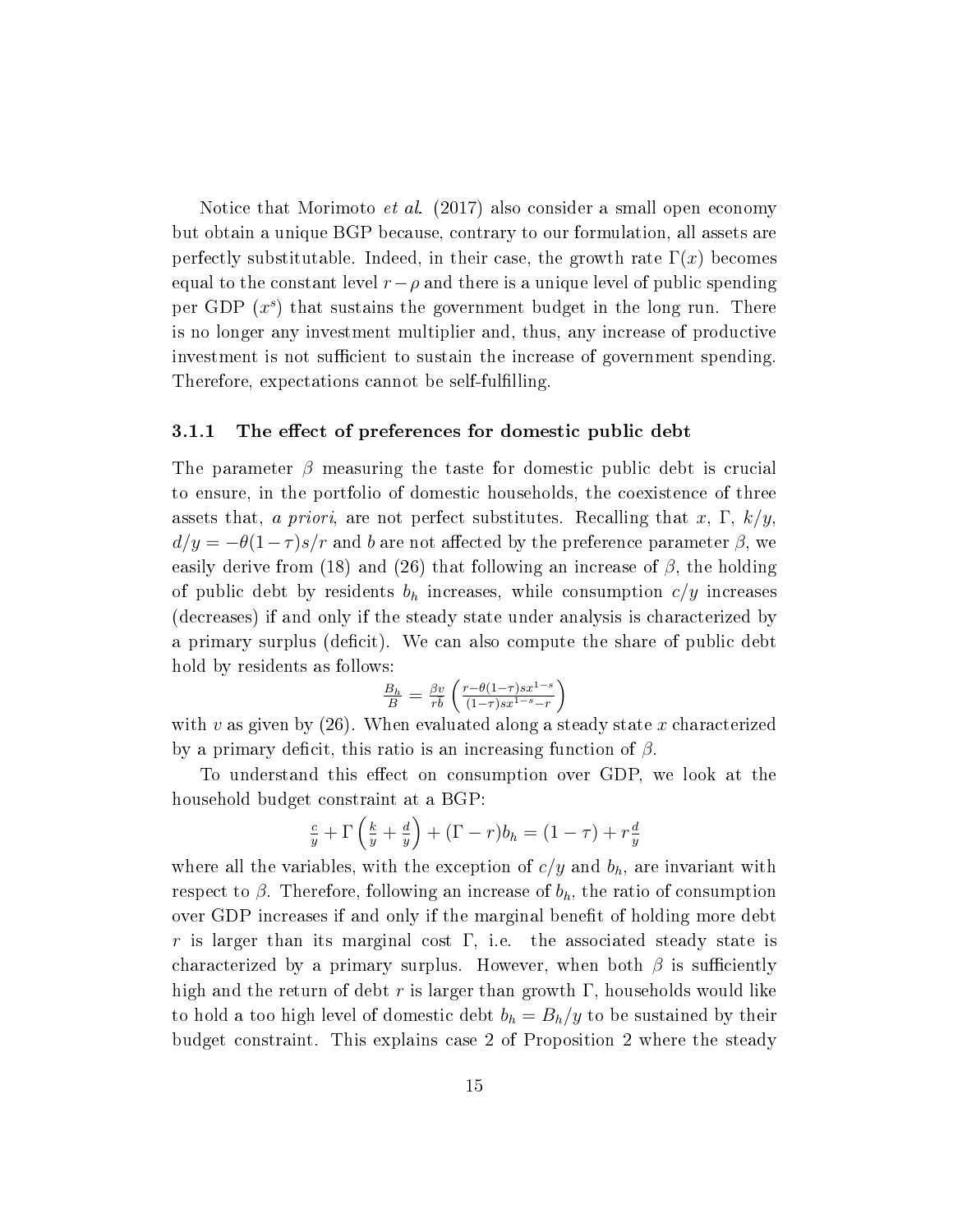Notice that Morimoto *et al.* (2017) also consider a small open economy but obtain a unique BGP because, contrary to our formulation, all assets are perfectly substitutable. Indeed, in their case, the growth rate $\Gamma(x)$ becomes equal to the constant level $r-\rho$ and there is a unique level of public spending per GDP ($x^s$) that sustains the government budget in the long run. There is no longer any investment multiplier and, thus, any increase of productive investment is not sufficient to sustain the increase of government spending. Therefore, expectations cannot be self-fulfilling.

### 3.1.1 The effect of preferences for domestic public debt

The parameter $\beta$ measuring the taste for domestic public debt is crucial to ensure, in the portfolio of domestic households, the coexistence of three assets that, *a priori*, are not perfect substitutes. Recalling that $x$, $\Gamma$, $k/y$, $d/y = -\theta(1-\tau)s/r$ and $b$ are not affected by the preference parameter $\beta$, we easily derive from (18) and (26) that following an increase of $\beta$, the holding of public debt by residents $b_h$ increases, while consumption $c/y$ increases (decreases) if and only if the steady state under analysis is characterized by a primary surplus (deficit). We can also compute the share of public debt hold by residents as follows:

$$\frac{B_h}{B} = \frac{\beta v}{rb}\left(\frac{r-\theta(1-\tau)sx^{1-s}}{(1-\tau)sx^{1-s}-r}\right)$$

with $v$ as given by (26). When evaluated along a steady state $x$ characterized by a primary deficit, this ratio is an increasing function of $\beta$.

To understand this effect on consumption over GDP, we look at the household budget constraint at a BGP:

$$\frac{c}{y} + \Gamma\left(\frac{k}{y} + \frac{d}{y}\right) + (\Gamma - r)b_h = (1-\tau) + r\frac{d}{y}$$

where all the variables, with the exception of $c/y$ and $b_h$, are invariant with respect to $\beta$. Therefore, following an increase of $b_h$, the ratio of consumption over GDP increases if and only if the marginal benefit of holding more debt $r$ is larger than its marginal cost $\Gamma$, i.e. the associated steady state is characterized by a primary surplus. However, when both $\beta$ is sufficiently high and the return of debt $r$ is larger than growth $\Gamma$, households would like to hold a too high level of domestic debt $b_h = B_h/y$ to be sustained by their budget constraint. This explains case 2 of Proposition 2 where the steady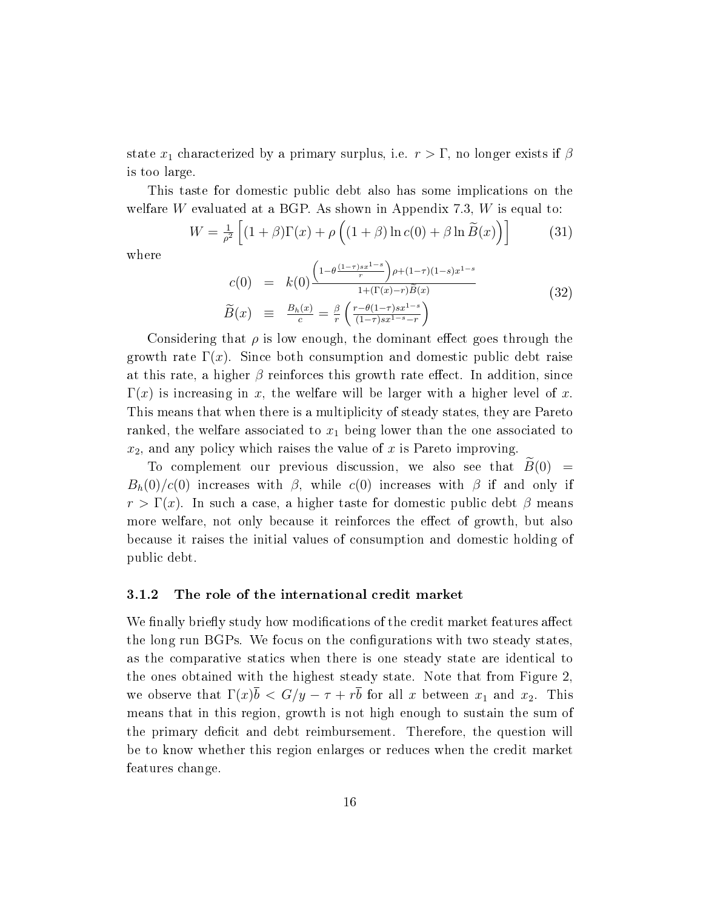state $x_1$ characterized by a primary surplus, i.e. $r > \Gamma$, no longer exists if $\beta$ is too large.

This taste for domestic public debt also has some implications on the welfare $W$ evaluated at a BGP. As shown in Appendix 7.3, $W$ is equal to:

$$W = \frac{1}{\rho^2}\left[(1+\beta)\Gamma(x) + \rho\left((1+\beta)\ln c(0) + \beta \ln \widetilde{B}(x)\right)\right] \tag{31}$$

where

$$\begin{aligned} c(0) &= k(0)\frac{\left(1-\theta\frac{(1-\tau)sx^{1-s}}{r}\right)\rho+(1-\tau)(1-s)x^{1-s}}{1+(\Gamma(x)-r)\widetilde{B}(x)} \\ \widetilde{B}(x) &\equiv \frac{B_h(x)}{c} = \frac{\beta}{r}\left(\frac{r-\theta(1-\tau)sx^{1-s}}{(1-\tau)sx^{1-s}-r}\right) \end{aligned} \tag{32}$$

Considering that $\rho$ is low enough, the dominant effect goes through the growth rate $\Gamma(x)$. Since both consumption and domestic public debt raise at this rate, a higher $\beta$ reinforces this growth rate effect. In addition, since $\Gamma(x)$ is increasing in $x$, the welfare will be larger with a higher level of $x$. This means that when there is a multiplicity of steady states, they are Pareto ranked, the welfare associated to $x_1$ being lower than the one associated to $x_2$, and any policy which raises the value of $x$ is Pareto improving.

To complement our previous discussion, we also see that $\widetilde{B}(0) = B_h(0)/c(0)$ increases with $\beta$, while $c(0)$ increases with $\beta$ if and only if $r > \Gamma(x)$. In such a case, a higher taste for domestic public debt $\beta$ means more welfare, not only because it reinforces the effect of growth, but also because it raises the initial values of consumption and domestic holding of public debt.

### 3.1.2 The role of the international credit market

We finally briefly study how modifications of the credit market features affect the long run BGPs. We focus on the configurations with two steady states, as the comparative statics when there is one steady state are identical to the ones obtained with the highest steady state. Note that from Figure 2, we observe that $\Gamma(x)\bar{b} < G/y - \tau + r\bar{b}$ for all $x$ between $x_1$ and $x_2$. This means that in this region, growth is not high enough to sustain the sum of the primary deficit and debt reimbursement. Therefore, the question will be to know whether this region enlarges or reduces when the credit market features change.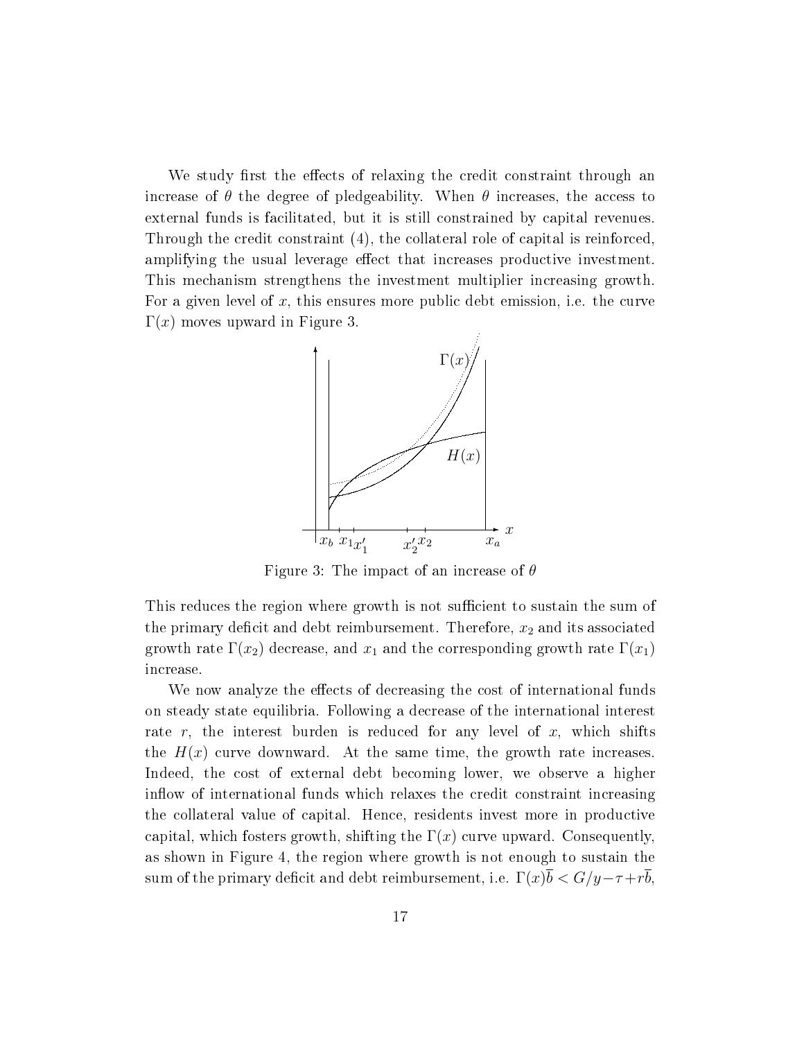We study first the effects of relaxing the credit constraint through an increase of $\theta$ the degree of pledgeability. When $\theta$ increases, the access to external funds is facilitated, but it is still constrained by capital revenues. Through the credit constraint (4), the collateral role of capital is reinforced, amplifying the usual leverage effect that increases productive investment. This mechanism strengthens the investment multiplier increasing growth. For a given level of $x$, this ensures more public debt emission, i.e. the curve $\Gamma(x)$ moves upward in Figure 3.

Figure 3: The impact of an increase of $\theta$

This reduces the region where growth is not sufficient to sustain the sum of the primary deficit and debt reimbursement. Therefore, $x_2$ and its associated growth rate $\Gamma(x_2)$ decrease, and $x_1$ and the corresponding growth rate $\Gamma(x_1)$ increase.

We now analyze the effects of decreasing the cost of international funds on steady state equilibria. Following a decrease of the international interest rate $r$, the interest burden is reduced for any level of $x$, which shifts the $H(x)$ curve downward. At the same time, the growth rate increases. Indeed, the cost of external debt becoming lower, we observe a higher inflow of international funds which relaxes the credit constraint increasing the collateral value of capital. Hence, residents invest more in productive capital, which fosters growth, shifting the $\Gamma(x)$ curve upward. Consequently, as shown in Figure 4, the region where growth is not enough to sustain the sum of the primary deficit and debt reimbursement, i.e. $\Gamma(x)\bar{b} < G/y - \tau + r\bar{b}$,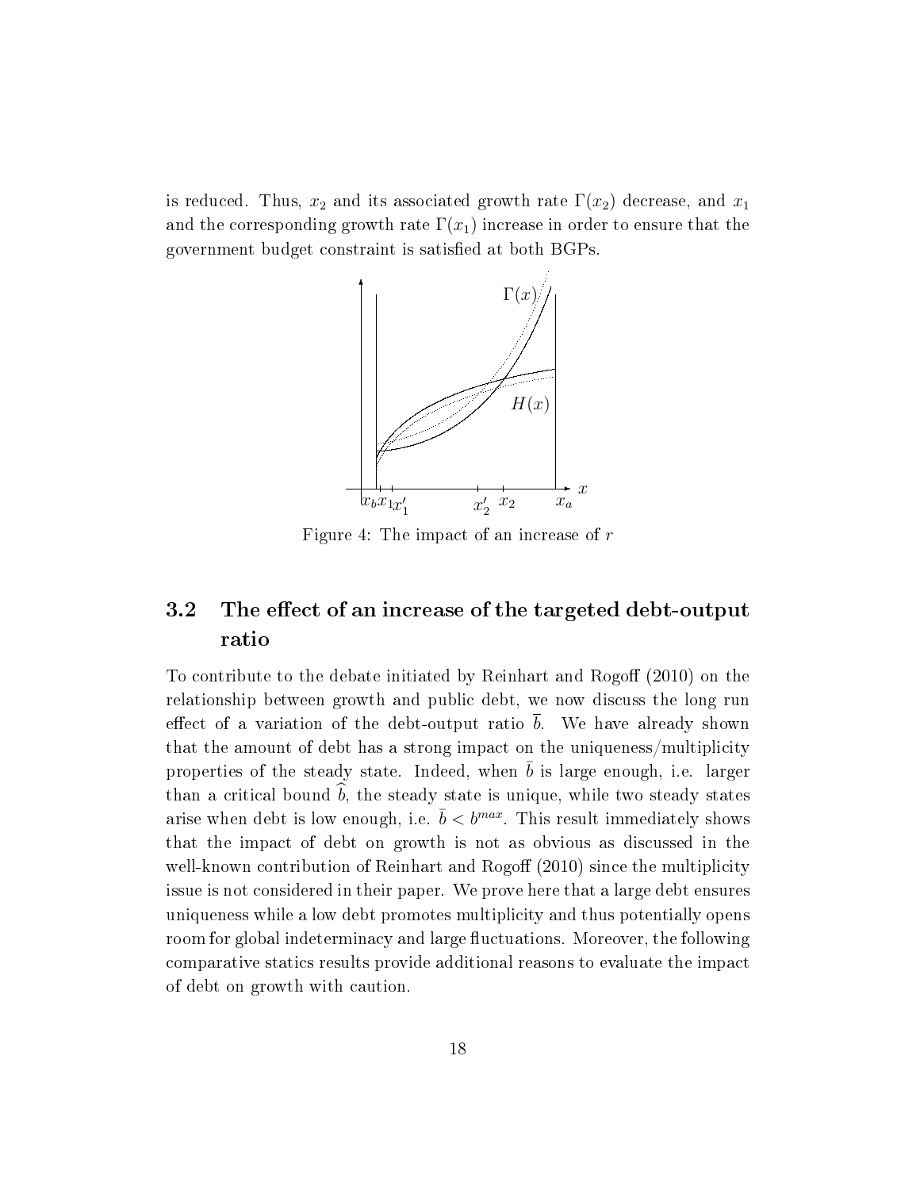is reduced. Thus, $x_2$ and its associated growth rate $\Gamma(x_2)$ decrease, and $x_1$ and the corresponding growth rate $\Gamma(x_1)$ increase in order to ensure that the government budget constraint is satisfied at both BGPs.

Figure 4: The impact of an increase of $r$

## 3.2 The effect of an increase of the targeted debt-output ratio

To contribute to the debate initiated by Reinhart and Rogoff (2010) on the relationship between growth and public debt, we now discuss the long run effect of a variation of the debt-output ratio $\bar{b}$. We have already shown that the amount of debt has a strong impact on the uniqueness/multiplicity properties of the steady state. Indeed, when $\bar{b}$ is large enough, i.e. larger than a critical bound $\widehat{b}$, the steady state is unique, while two steady states arise when debt is low enough, i.e. $\bar{b} < b^{max}$. This result immediately shows that the impact of debt on growth is not as obvious as discussed in the well-known contribution of Reinhart and Rogoff (2010) since the multiplicity issue is not considered in their paper. We prove here that a large debt ensures uniqueness while a low debt promotes multiplicity and thus potentially opens room for global indeterminacy and large fluctuations. Moreover, the following comparative statics results provide additional reasons to evaluate the impact of debt on growth with caution.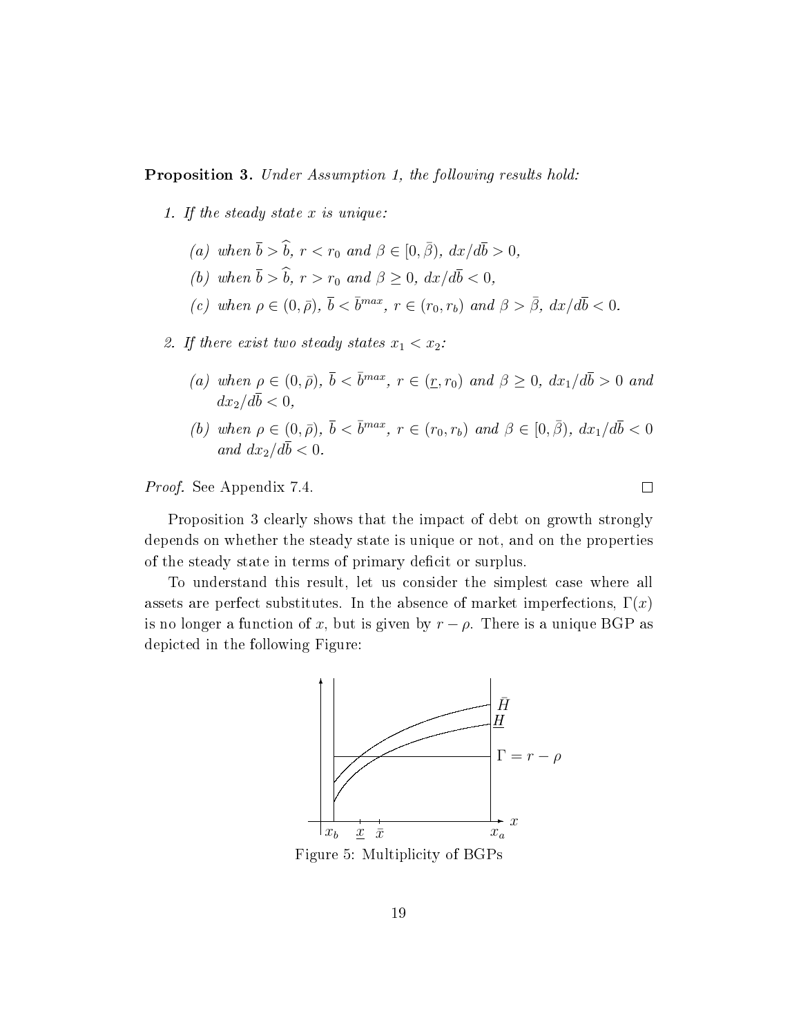**Proposition 3.** *Under Assumption 1, the following results hold:*

1. *If the steady state $x$ is unique:*

   (a) *when $\overline{b} > \widehat{b}$, $r < r_0$ and $\beta \in [0, \bar{\beta})$, $dx/d\overline{b} > 0$,*

   (b) *when $\overline{b} > \widehat{b}$, $r > r_0$ and $\beta \geq 0$, $dx/d\overline{b} < 0$,*

   (c) *when $\rho \in (0, \bar{\rho})$, $\overline{b} < \bar{b}^{max}$, $r \in (r_0, r_b)$ and $\beta > \bar{\beta}$, $dx/d\overline{b} < 0$.*

2. *If there exist two steady states $x_1 < x_2$:*

   (a) *when $\rho \in (0, \bar{\rho})$, $\overline{b} < \bar{b}^{max}$, $r \in (\underline{r}, r_0)$ and $\beta \geq 0$, $dx_1/d\overline{b} > 0$ and $dx_2/d\overline{b} < 0$,*

   (b) *when $\rho \in (0, \bar{\rho})$, $\overline{b} < \bar{b}^{max}$, $r \in (r_0, r_b)$ and $\beta \in [0, \bar{\beta})$, $dx_1/d\overline{b} < 0$ and $dx_2/d\overline{b} < 0$.*

*Proof.* See Appendix 7.4. □

Proposition 3 clearly shows that the impact of debt on growth strongly depends on whether the steady state is unique or not, and on the properties of the steady state in terms of primary deficit or surplus.

To understand this result, let us consider the simplest case where all assets are perfect substitutes. In the absence of market imperfections, $\Gamma(x)$ is no longer a function of $x$, but is given by $r - \rho$. There is a unique BGP as depicted in the following Figure:

Figure 5: Multiplicity of BGPs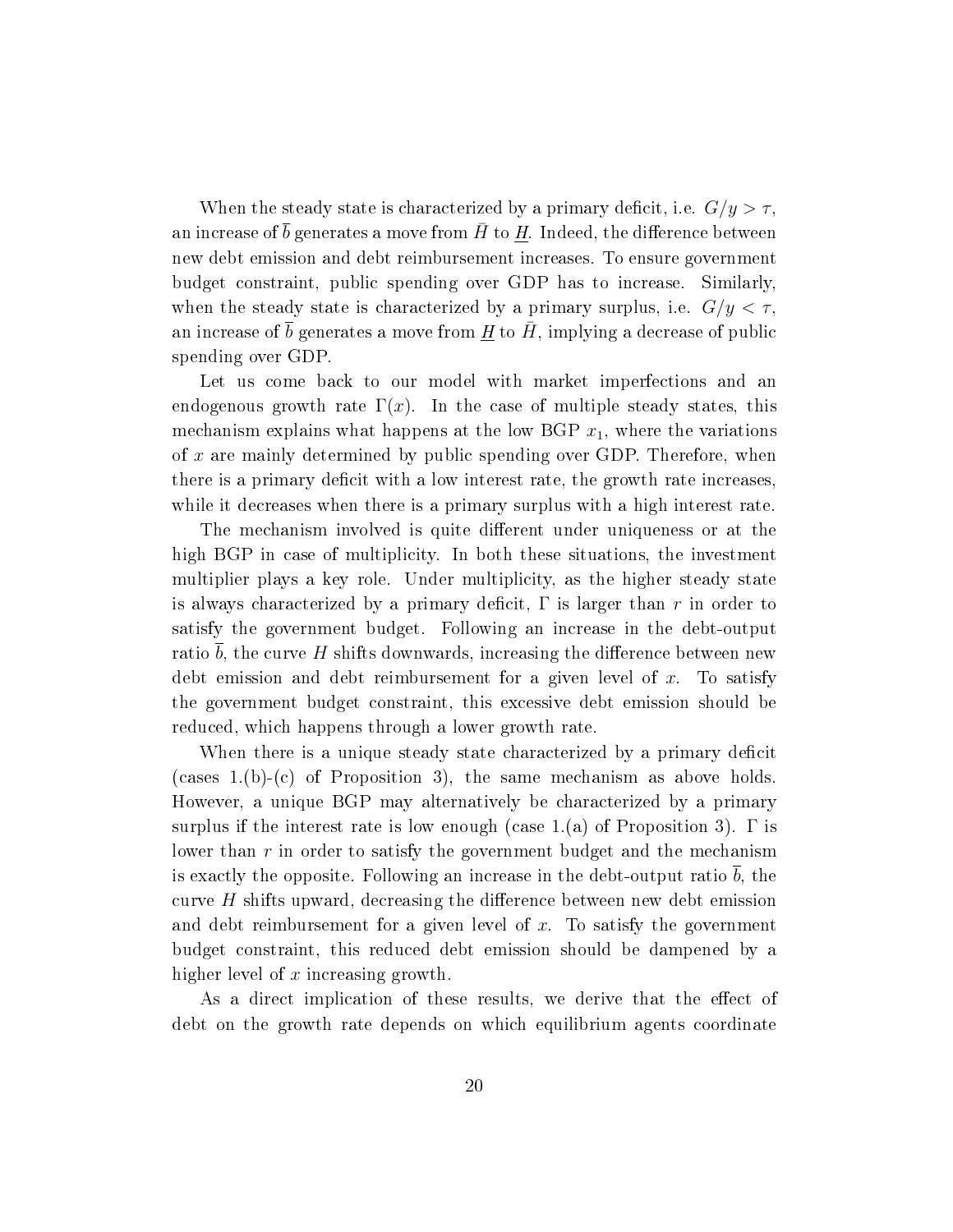When the steady state is characterized by a primary deficit, i.e. $G/y > \tau$, an increase of $\overline{b}$ generates a move from $\bar{H}$ to $\underline{H}$. Indeed, the difference between new debt emission and debt reimbursement increases. To ensure government budget constraint, public spending over GDP has to increase. Similarly, when the steady state is characterized by a primary surplus, i.e. $G/y < \tau$, an increase of $\overline{b}$ generates a move from $\underline{H}$ to $\bar{H}$, implying a decrease of public spending over GDP.

Let us come back to our model with market imperfections and an endogenous growth rate $\Gamma(x)$. In the case of multiple steady states, this mechanism explains what happens at the low BGP $x_1$, where the variations of $x$ are mainly determined by public spending over GDP. Therefore, when there is a primary deficit with a low interest rate, the growth rate increases, while it decreases when there is a primary surplus with a high interest rate.

The mechanism involved is quite different under uniqueness or at the high BGP in case of multiplicity. In both these situations, the investment multiplier plays a key role. Under multiplicity, as the higher steady state is always characterized by a primary deficit, $\Gamma$ is larger than $r$ in order to satisfy the government budget. Following an increase in the debt-output ratio $\overline{b}$, the curve $H$ shifts downwards, increasing the difference between new debt emission and debt reimbursement for a given level of $x$. To satisfy the government budget constraint, this excessive debt emission should be reduced, which happens through a lower growth rate.

When there is a unique steady state characterized by a primary deficit (cases 1.(b)-(c) of Proposition 3), the same mechanism as above holds. However, a unique BGP may alternatively be characterized by a primary surplus if the interest rate is low enough (case 1.(a) of Proposition 3). $\Gamma$ is lower than $r$ in order to satisfy the government budget and the mechanism is exactly the opposite. Following an increase in the debt-output ratio $\overline{b}$, the curve $H$ shifts upward, decreasing the difference between new debt emission and debt reimbursement for a given level of $x$. To satisfy the government budget constraint, this reduced debt emission should be dampened by a higher level of $x$ increasing growth.

As a direct implication of these results, we derive that the effect of debt on the growth rate depends on which equilibrium agents coordinate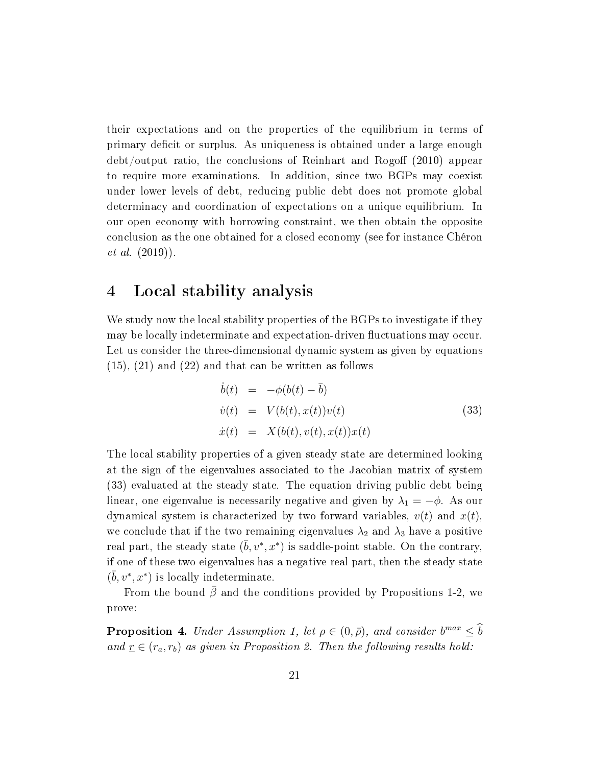their expectations and on the properties of the equilibrium in terms of primary deficit or surplus. As uniqueness is obtained under a large enough debt/output ratio, the conclusions of Reinhart and Rogoff (2010) appear to require more examinations. In addition, since two BGPs may coexist under lower levels of debt, reducing public debt does not promote global determinacy and coordination of expectations on a unique equilibrium. In our open economy with borrowing constraint, we then obtain the opposite conclusion as the one obtained for a closed economy (see for instance Chéron *et al.* (2019)).

# 4 Local stability analysis

We study now the local stability properties of the BGPs to investigate if they may be locally indeterminate and expectation-driven fluctuations may occur. Let us consider the three-dimensional dynamic system as given by equations (15), (21) and (22) and that can be written as follows

$$
\begin{aligned}
\dot{b}(t) &= -\phi(b(t) - \bar{b}) \\
\dot{v}(t) &= V(b(t), x(t))v(t) \\
\dot{x}(t) &= X(b(t), v(t), x(t))x(t)
\end{aligned}
\tag{33}
$$

The local stability properties of a given steady state are determined looking at the sign of the eigenvalues associated to the Jacobian matrix of system (33) evaluated at the steady state. The equation driving public debt being linear, one eigenvalue is necessarily negative and given by $\lambda_1 = -\phi$. As our dynamical system is characterized by two forward variables, $v(t)$ and $x(t)$, we conclude that if the two remaining eigenvalues $\lambda_2$ and $\lambda_3$ have a positive real part, the steady state $(\bar{b}, v^*, x^*)$ is saddle-point stable. On the contrary, if one of these two eigenvalues has a negative real part, then the steady state $(\bar{b}, v^*, x^*)$ is locally indeterminate.

From the bound $\bar{\beta}$ and the conditions provided by Propositions 1-2, we prove:

**Proposition 4.** *Under Assumption 1, let $\rho \in (0, \bar{\rho})$, and consider $b^{max} \leq \widehat{b}$ and $\underline{r} \in (r_a, r_b)$ as given in Proposition 2. Then the following results hold:*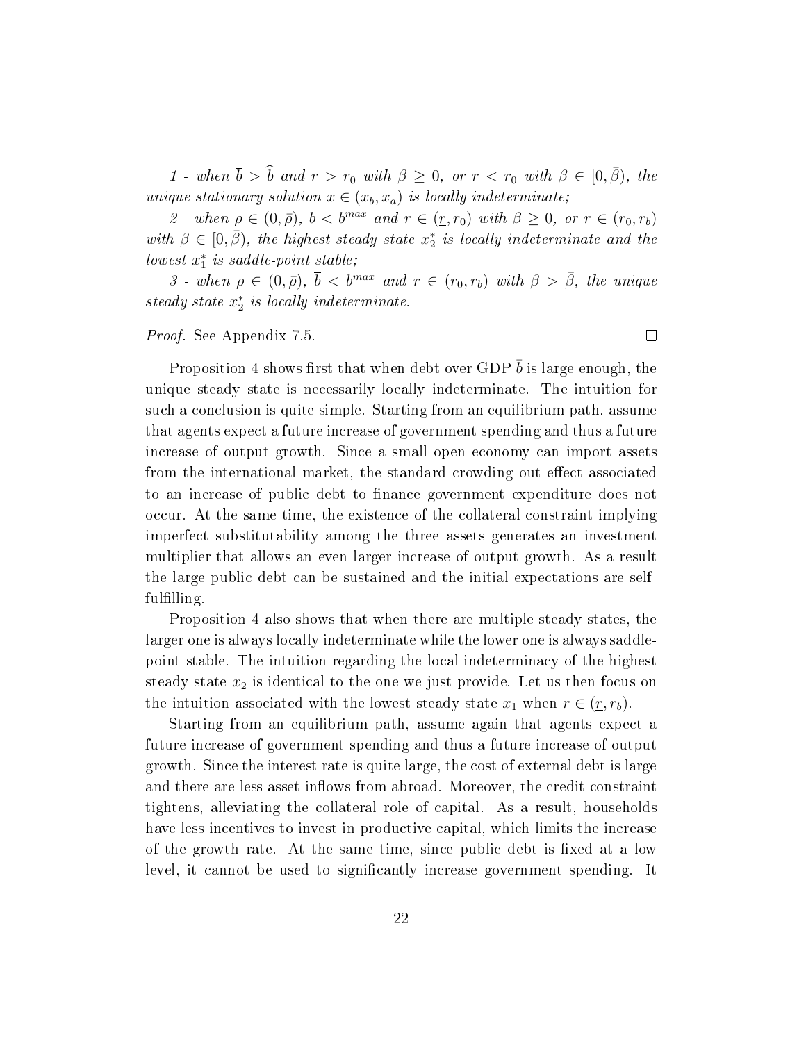*1 - when $\overline{b} > \widehat{b}$ and $r > r_0$ with $\beta \geq 0$, or $r < r_0$ with $\beta \in [0, \bar{\beta})$, the unique stationary solution $x \in (x_b, x_a)$ is locally indeterminate;*

*2 - when $\rho \in (0, \bar{\rho})$, $\overline{b} < b^{max}$ and $r \in (\underline{r}, r_0)$ with $\beta \geq 0$, or $r \in (r_0, r_b)$ with $\beta \in [0, \bar{\beta})$, the highest steady state $x_2^*$ is locally indeterminate and the lowest $x_1^*$ is saddle-point stable;*

*3 - when $\rho \in (0, \bar{\rho})$, $\overline{b} < b^{max}$ and $r \in (r_0, r_b)$ with $\beta > \bar{\beta}$, the unique steady state $x_2^*$ is locally indeterminate.*

*Proof.* See Appendix 7.5. □

Proposition 4 shows first that when debt over GDP $\bar{b}$ is large enough, the unique steady state is necessarily locally indeterminate. The intuition for such a conclusion is quite simple. Starting from an equilibrium path, assume that agents expect a future increase of government spending and thus a future increase of output growth. Since a small open economy can import assets from the international market, the standard crowding out effect associated to an increase of public debt to finance government expenditure does not occur. At the same time, the existence of the collateral constraint implying imperfect substitutability among the three assets generates an investment multiplier that allows an even larger increase of output growth. As a result the large public debt can be sustained and the initial expectations are self-fulfilling.

Proposition 4 also shows that when there are multiple steady states, the larger one is always locally indeterminate while the lower one is always saddle-point stable. The intuition regarding the local indeterminacy of the highest steady state $x_2$ is identical to the one we just provide. Let us then focus on the intuition associated with the lowest steady state $x_1$ when $r \in (\underline{r}, r_b)$.

Starting from an equilibrium path, assume again that agents expect a future increase of government spending and thus a future increase of output growth. Since the interest rate is quite large, the cost of external debt is large and there are less asset inflows from abroad. Moreover, the credit constraint tightens, alleviating the collateral role of capital. As a result, households have less incentives to invest in productive capital, which limits the increase of the growth rate. At the same time, since public debt is fixed at a low level, it cannot be used to significantly increase government spending. It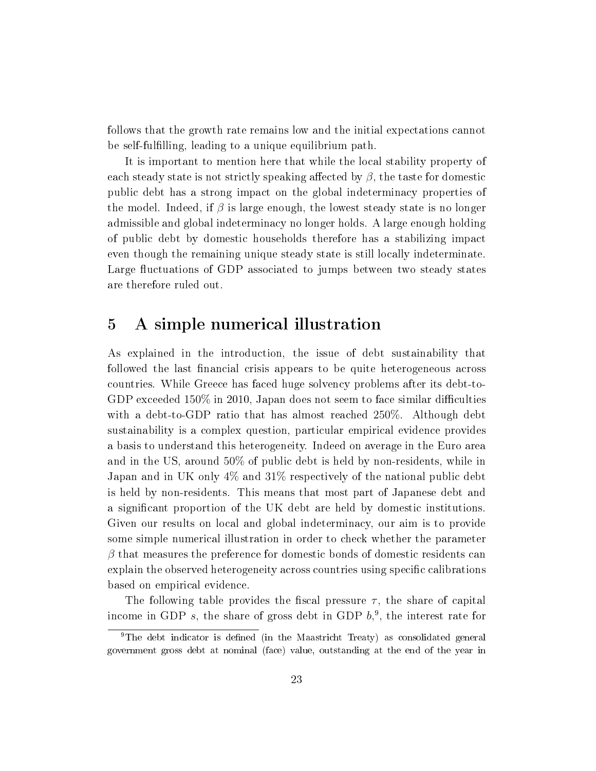follows that the growth rate remains low and the initial expectations cannot be self-fulfilling, leading to a unique equilibrium path.

It is important to mention here that while the local stability property of each steady state is not strictly speaking affected by $\beta$, the taste for domestic public debt has a strong impact on the global indeterminacy properties of the model. Indeed, if $\beta$ is large enough, the lowest steady state is no longer admissible and global indeterminacy no longer holds. A large enough holding of public debt by domestic households therefore has a stabilizing impact even though the remaining unique steady state is still locally indeterminate. Large fluctuations of GDP associated to jumps between two steady states are therefore ruled out.

# 5 A simple numerical illustration

As explained in the introduction, the issue of debt sustainability that followed the last financial crisis appears to be quite heterogeneous across countries. While Greece has faced huge solvency problems after its debt-to-GDP exceeded 150% in 2010, Japan does not seem to face similar difficulties with a debt-to-GDP ratio that has almost reached 250%. Although debt sustainability is a complex question, particular empirical evidence provides a basis to understand this heterogeneity. Indeed on average in the Euro area and in the US, around 50% of public debt is held by non-residents, while in Japan and in UK only 4% and 31% respectively of the national public debt is held by non-residents. This means that most part of Japanese debt and a significant proportion of the UK debt are held by domestic institutions. Given our results on local and global indeterminacy, our aim is to provide some simple numerical illustration in order to check whether the parameter $\beta$ that measures the preference for domestic bonds of domestic residents can explain the observed heterogeneity across countries using specific calibrations based on empirical evidence.

The following table provides the fiscal pressure $\tau$, the share of capital income in GDP $s$, the share of gross debt in GDP $b$,[9], the interest rate for

[9] The debt indicator is defined (in the Maastricht Treaty) as consolidated general government gross debt at nominal (face) value, outstanding at the end of the year in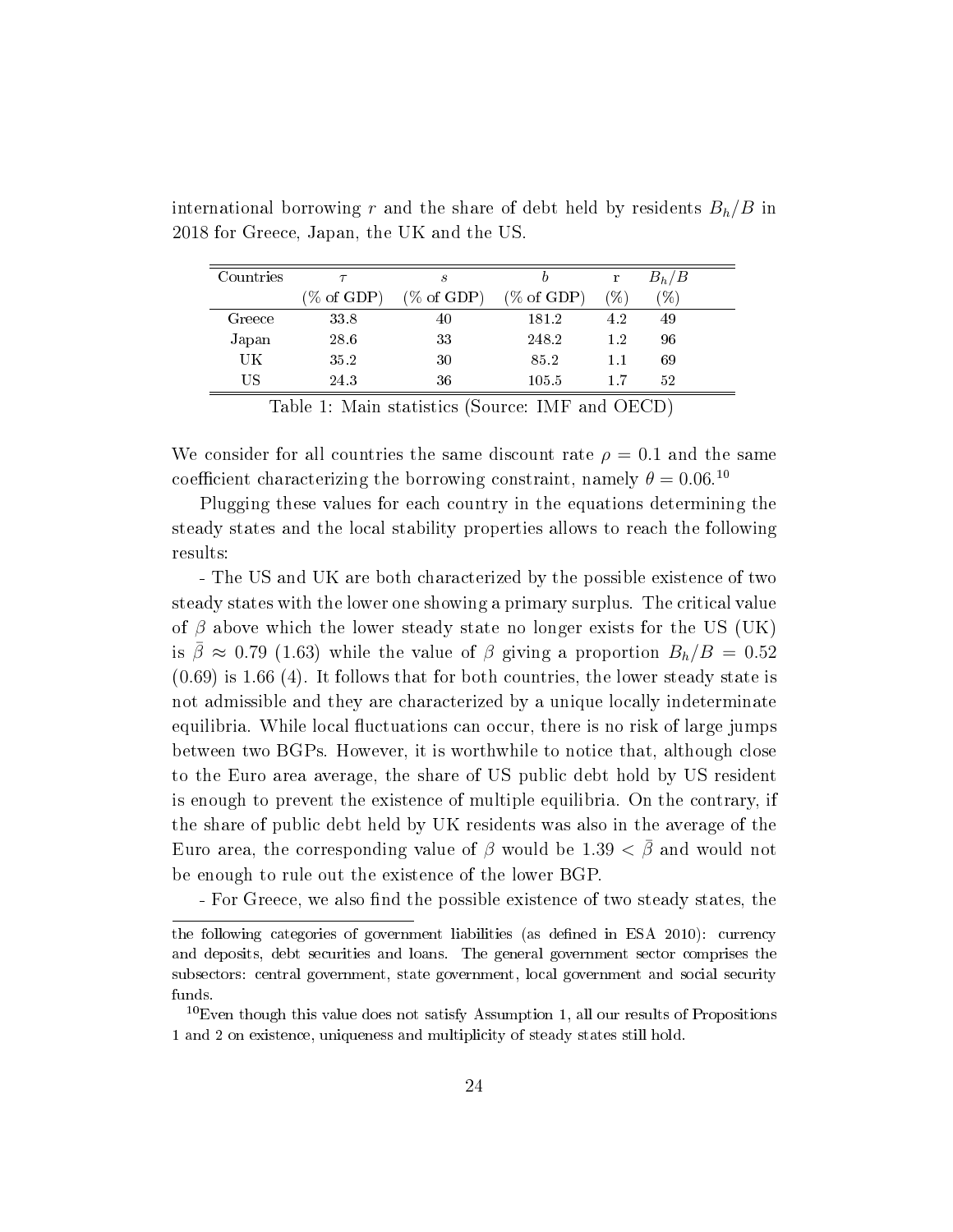international borrowing $r$ and the share of debt held by residents $B_h/B$ in 2018 for Greece, Japan, the UK and the US.

| Countries | $\tau$ | $s$ | $b$ | r | $B_h/B$ |
|---|---|---|---|---|---|
| | (% of GDP) | (% of GDP) | (% of GDP) | (%) | (%) |
| Greece | 33.8 | 40 | 181.2 | 4.2 | 49 |
| Japan | 28.6 | 33 | 248.2 | 1.2 | 96 |
| UK | 35.2 | 30 | 85.2 | 1.1 | 69 |
| US | 24.3 | 36 | 105.5 | 1.7 | 52 |

Table 1: Main statistics (Source: IMF and OECD)

We consider for all countries the same discount rate $\rho = 0.1$ and the same coefficient characterizing the borrowing constraint, namely $\theta = 0.06$.[10]

Plugging these values for each country in the equations determining the steady states and the local stability properties allows to reach the following results:

- The US and UK are both characterized by the possible existence of two steady states with the lower one showing a primary surplus. The critical value of $\beta$ above which the lower steady state no longer exists for the US (UK) is $\bar{\beta} \approx 0.79$ (1.63) while the value of $\beta$ giving a proportion $B_h/B = 0.52$ (0.69) is 1.66 (4). It follows that for both countries, the lower steady state is not admissible and they are characterized by a unique locally indeterminate equilibria. While local fluctuations can occur, there is no risk of large jumps between two BGPs. However, it is worthwhile to notice that, although close to the Euro area average, the share of US public debt hold by US resident is enough to prevent the existence of multiple equilibria. On the contrary, if the share of public debt held by UK residents was also in the average of the Euro area, the corresponding value of $\beta$ would be $1.39 < \bar{\beta}$ and would not be enough to rule out the existence of the lower BGP.

- For Greece, we also find the possible existence of two steady states, the

---

the following categories of government liabilities (as defined in ESA 2010): currency and deposits, debt securities and loans. The general government sector comprises the subsectors: central government, state government, local government and social security funds.

[10]Even though this value does not satisfy Assumption 1, all our results of Propositions 1 and 2 on existence, uniqueness and multiplicity of steady states still hold.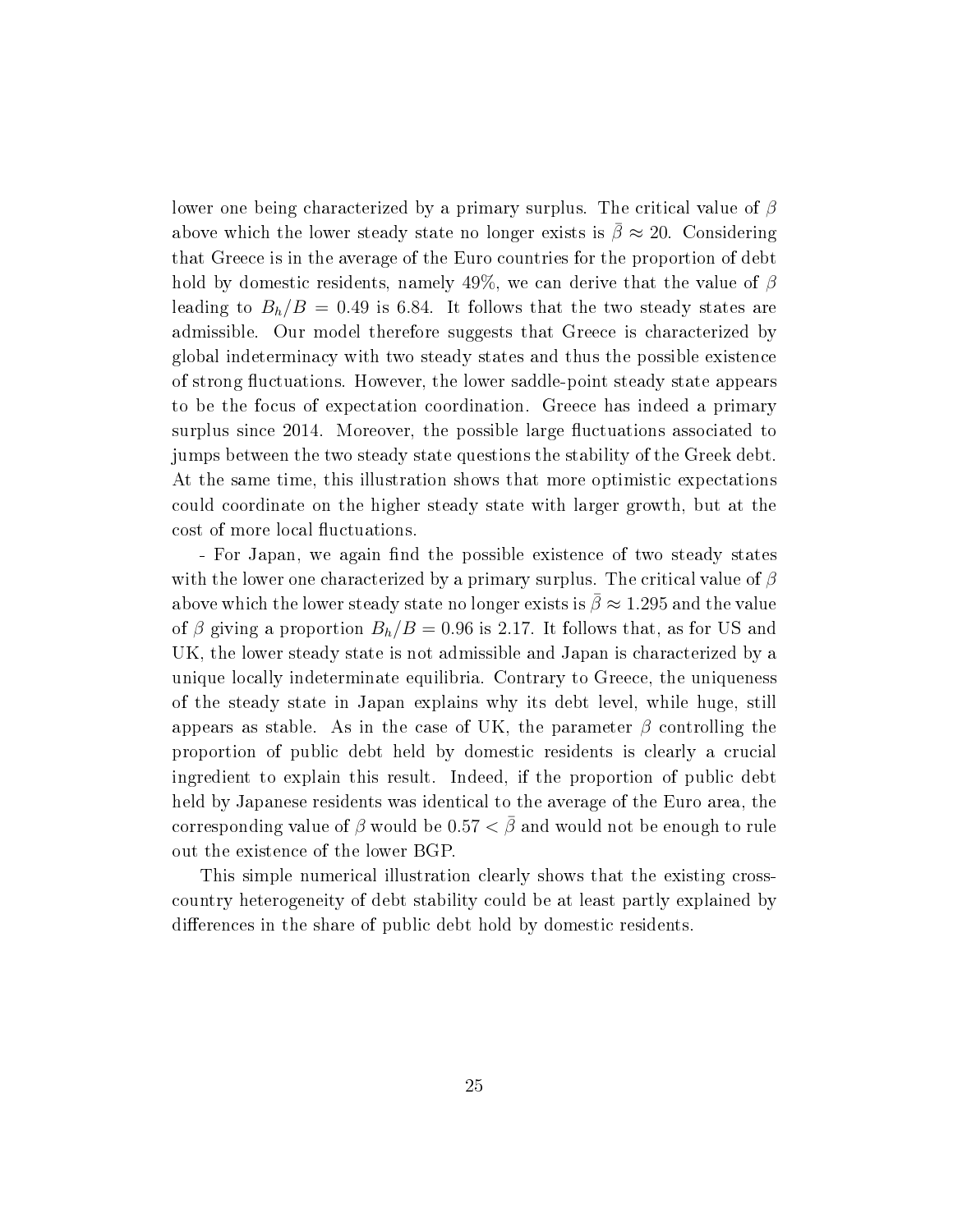lower one being characterized by a primary surplus. The critical value of $\beta$ above which the lower steady state no longer exists is $\bar{\beta} \approx 20$. Considering that Greece is in the average of the Euro countries for the proportion of debt hold by domestic residents, namely 49%, we can derive that the value of $\beta$ leading to $B_h/B = 0.49$ is 6.84. It follows that the two steady states are admissible. Our model therefore suggests that Greece is characterized by global indeterminacy with two steady states and thus the possible existence of strong fluctuations. However, the lower saddle-point steady state appears to be the focus of expectation coordination. Greece has indeed a primary surplus since 2014. Moreover, the possible large fluctuations associated to jumps between the two steady state questions the stability of the Greek debt. At the same time, this illustration shows that more optimistic expectations could coordinate on the higher steady state with larger growth, but at the cost of more local fluctuations.

- For Japan, we again find the possible existence of two steady states with the lower one characterized by a primary surplus. The critical value of $\beta$ above which the lower steady state no longer exists is $\bar{\beta} \approx 1.295$ and the value of $\beta$ giving a proportion $B_h/B = 0.96$ is 2.17. It follows that, as for US and UK, the lower steady state is not admissible and Japan is characterized by a unique locally indeterminate equilibria. Contrary to Greece, the uniqueness of the steady state in Japan explains why its debt level, while huge, still appears as stable. As in the case of UK, the parameter $\beta$ controlling the proportion of public debt held by domestic residents is clearly a crucial ingredient to explain this result. Indeed, if the proportion of public debt held by Japanese residents was identical to the average of the Euro area, the corresponding value of $\beta$ would be $0.57 < \bar{\beta}$ and would not be enough to rule out the existence of the lower BGP.

This simple numerical illustration clearly shows that the existing cross-country heterogeneity of debt stability could be at least partly explained by differences in the share of public debt hold by domestic residents.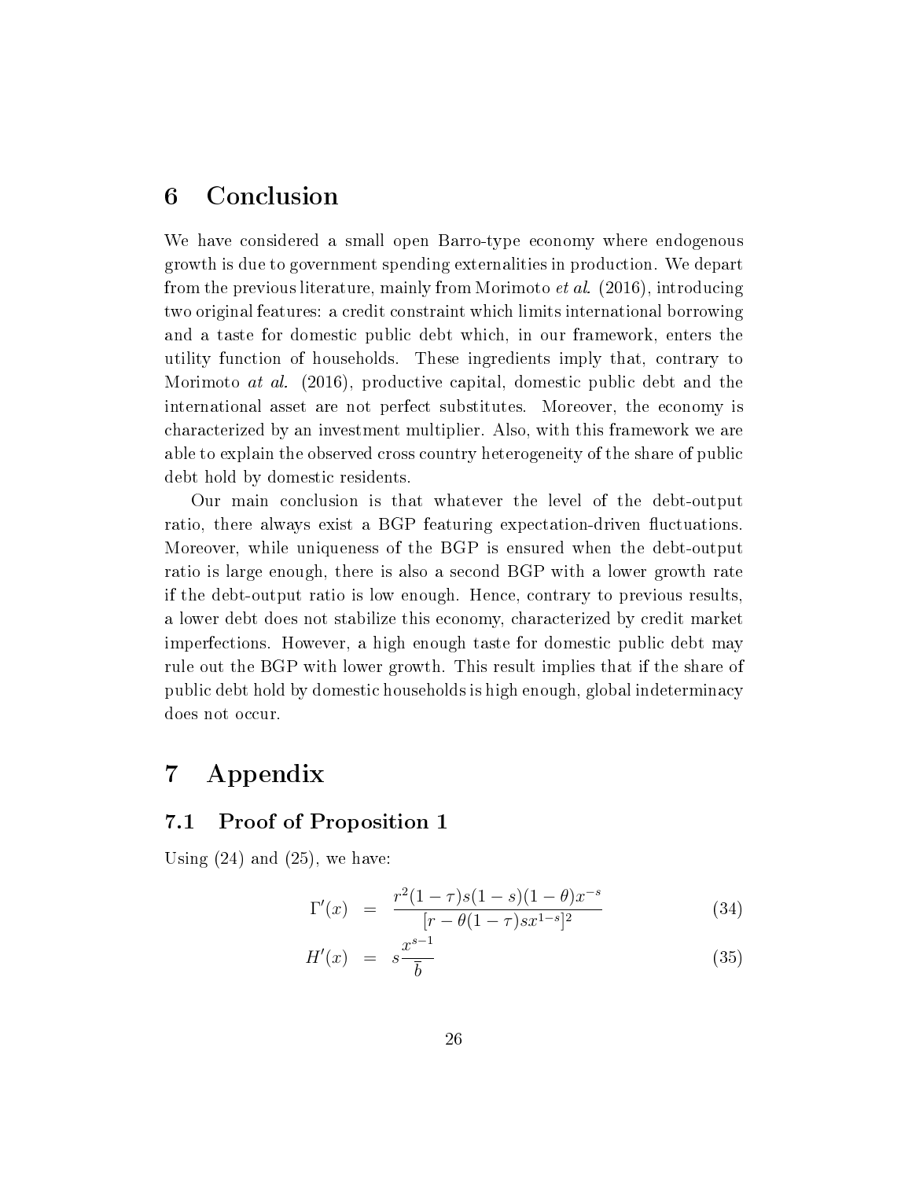# 6 Conclusion

We have considered a small open Barro-type economy where endogenous growth is due to government spending externalities in production. We depart from the previous literature, mainly from Morimoto *et al.* (2016), introducing two original features: a credit constraint which limits international borrowing and a taste for domestic public debt which, in our framework, enters the utility function of households. These ingredients imply that, contrary to Morimoto *at al.* (2016), productive capital, domestic public debt and the international asset are not perfect substitutes. Moreover, the economy is characterized by an investment multiplier. Also, with this framework we are able to explain the observed cross country heterogeneity of the share of public debt hold by domestic residents.

Our main conclusion is that whatever the level of the debt-output ratio, there always exist a BGP featuring expectation-driven fluctuations. Moreover, while uniqueness of the BGP is ensured when the debt-output ratio is large enough, there is also a second BGP with a lower growth rate if the debt-output ratio is low enough. Hence, contrary to previous results, a lower debt does not stabilize this economy, characterized by credit market imperfections. However, a high enough taste for domestic public debt may rule out the BGP with lower growth. This result implies that if the share of public debt hold by domestic households is high enough, global indeterminacy does not occur.

# 7 Appendix

## 7.1 Proof of Proposition 1

Using (24) and (25), we have:

$$\Gamma'(x) = \frac{r^2(1-\tau)s(1-s)(1-\theta)x^{-s}}{[r-\theta(1-\tau)sx^{1-s}]^2} \tag{34}$$

$$H'(x) = s\frac{x^{s-1}}{\bar{b}} \tag{35}$$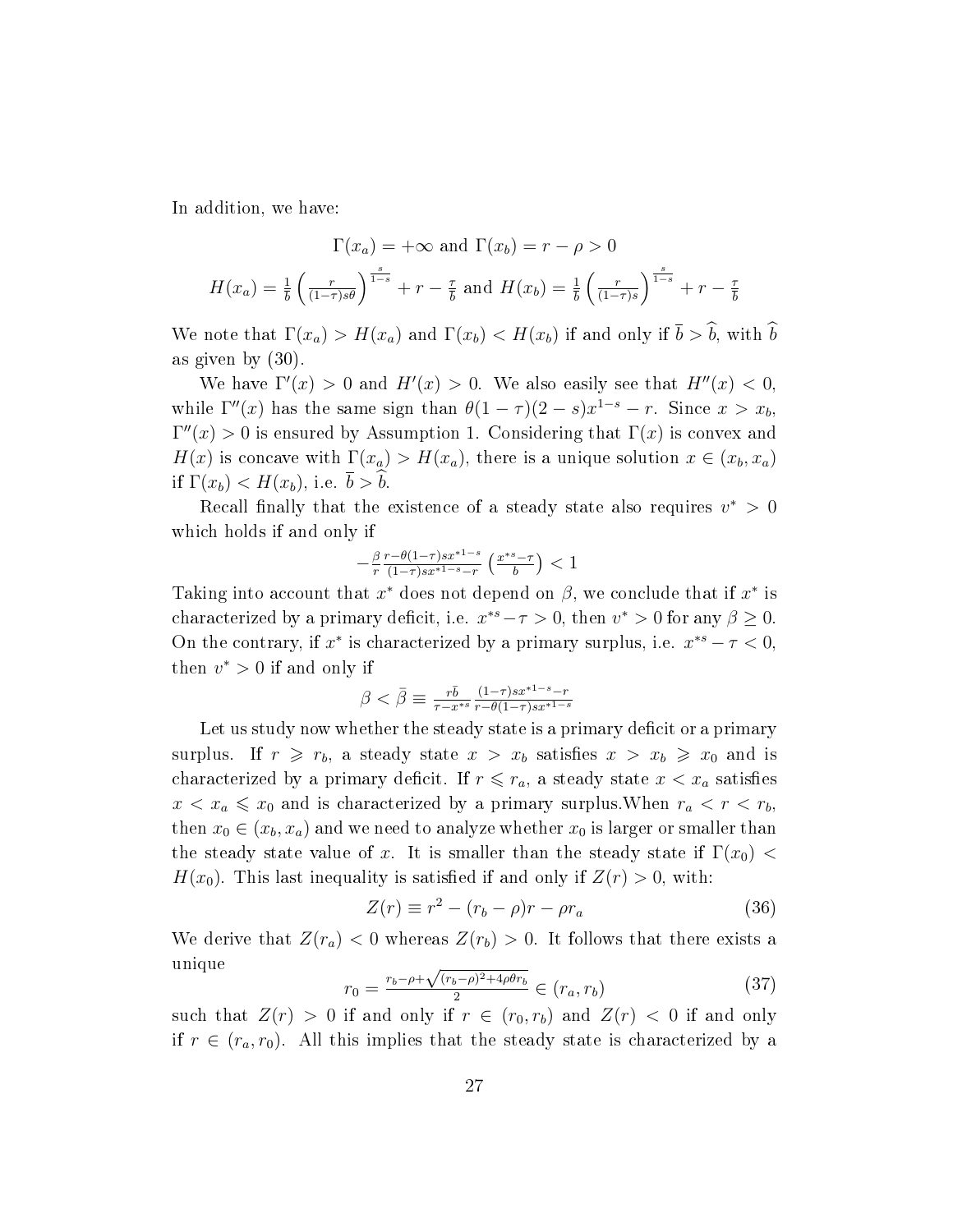In addition, we have:

$$\Gamma(x_a) = +\infty \text{ and } \Gamma(x_b) = r - \rho > 0$$

$$H(x_a) = \frac{1}{\bar{b}}\left(\frac{r}{(1-\tau)s\theta}\right)^{\frac{s}{1-s}} + r - \frac{\tau}{\bar{b}} \text{ and } H(x_b) = \frac{1}{\bar{b}}\left(\frac{r}{(1-\tau)s}\right)^{\frac{s}{1-s}} + r - \frac{\tau}{\bar{b}}$$

We note that $\Gamma(x_a) > H(x_a)$ and $\Gamma(x_b) < H(x_b)$ if and only if $\bar{b} > \widehat{b}$, with $\widehat{b}$ as given by (30).

We have $\Gamma'(x) > 0$ and $H'(x) > 0$. We also easily see that $H''(x) < 0$, while $\Gamma''(x)$ has the same sign than $\theta(1-\tau)(2-s)x^{1-s} - r$. Since $x > x_b$, $\Gamma''(x) > 0$ is ensured by Assumption 1. Considering that $\Gamma(x)$ is convex and $H(x)$ is concave with $\Gamma(x_a) > H(x_a)$, there is a unique solution $x \in (x_b, x_a)$ if $\Gamma(x_b) < H(x_b)$, i.e. $\bar{b} > \widehat{b}$.

Recall finally that the existence of a steady state also requires $v^* > 0$ which holds if and only if

$$-\frac{\beta}{r}\frac{r-\theta(1-\tau)sx^{*1-s}}{(1-\tau)sx^{*1-s}-r}\left(\frac{x^{*s}-\tau}{\bar{b}}\right) < 1$$

Taking into account that $x^*$ does not depend on $\beta$, we conclude that if $x^*$ is characterized by a primary deficit, i.e. $x^{*s} - \tau > 0$, then $v^* > 0$ for any $\beta \geq 0$. On the contrary, if $x^*$ is characterized by a primary surplus, i.e. $x^{*s} - \tau < 0$, then $v^* > 0$ if and only if

$$\beta < \bar{\beta} \equiv \frac{r\bar{b}}{\tau - x^{*s}}\frac{(1-\tau)sx^{*1-s}-r}{r-\theta(1-\tau)sx^{*1-s}}$$

Let us study now whether the steady state is a primary deficit or a primary surplus. If $r \geqslant r_b$, a steady state $x > x_b$ satisfies $x > x_b \geqslant x_0$ and is characterized by a primary deficit. If $r \leqslant r_a$, a steady state $x < x_a$ satisfies $x < x_a \leqslant x_0$ and is characterized by a primary surplus.When $r_a < r < r_b$, then $x_0 \in (x_b, x_a)$ and we need to analyze whether $x_0$ is larger or smaller than the steady state value of $x$. It is smaller than the steady state if $\Gamma(x_0) < H(x_0)$. This last inequality is satisfied if and only if $Z(r) > 0$, with:

$$Z(r) \equiv r^2 - (r_b - \rho)r - \rho r_a \tag{36}$$

We derive that $Z(r_a) < 0$ whereas $Z(r_b) > 0$. It follows that there exists a unique

$$r_0 = \frac{r_b - \rho + \sqrt{(r_b-\rho)^2 + 4\rho\theta r_b}}{2} \in (r_a, r_b) \tag{37}$$

such that $Z(r) > 0$ if and only if $r \in (r_0, r_b)$ and $Z(r) < 0$ if and only if $r \in (r_a, r_0)$. All this implies that the steady state is characterized by a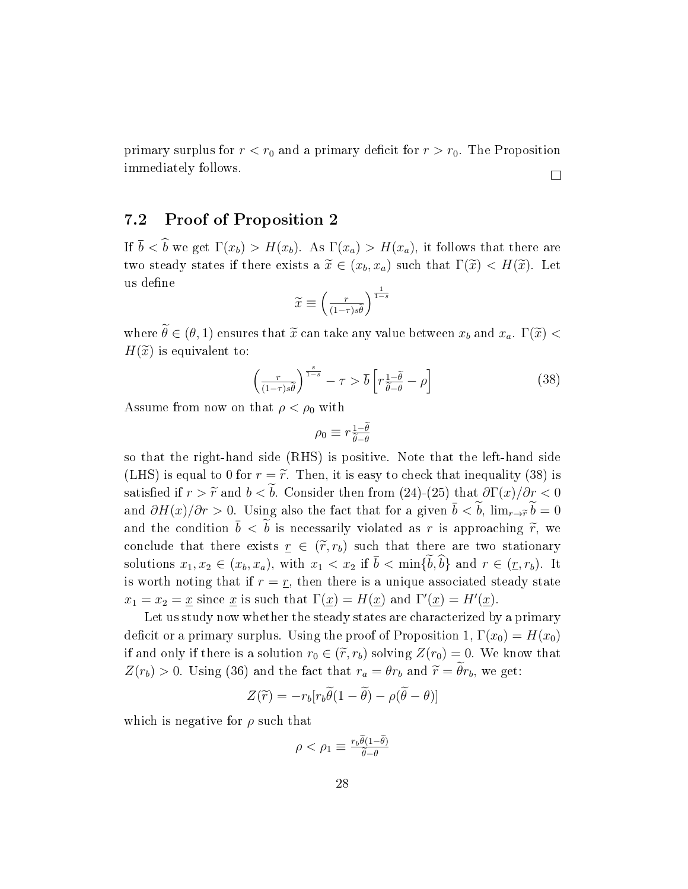primary surplus for $r < r_0$ and a primary deficit for $r > r_0$. The Proposition immediately follows. $\square$

## 7.2 Proof of Proposition 2

If $\bar{b} < \widehat{b}$ we get $\Gamma(x_b) > H(x_b)$. As $\Gamma(x_a) > H(x_a)$, it follows that there are two steady states if there exists a $\widetilde{x} \in (x_b, x_a)$ such that $\Gamma(\widetilde{x}) < H(\widetilde{x})$. Let us define

$$\widetilde{x} \equiv \left(\frac{r}{(1-\tau)s\widetilde{\theta}}\right)^{\frac{1}{1-s}}$$

where $\widetilde{\theta} \in (\theta, 1)$ ensures that $\widetilde{x}$ can take any value between $x_b$ and $x_a$. $\Gamma(\widetilde{x}) < H(\widetilde{x})$ is equivalent to:

$$\left(\frac{r}{(1-\tau)s\widetilde{\theta}}\right)^{\frac{s}{1-s}} - \tau > \bar{b}\left[r\frac{1-\widetilde{\theta}}{\widetilde{\theta}-\theta} - \rho\right] \tag{38}$$

Assume from now on that $\rho < \rho_0$ with

$$\rho_0 \equiv r\frac{1-\widetilde{\theta}}{\widetilde{\theta}-\theta}$$

so that the right-hand side (RHS) is positive. Note that the left-hand side (LHS) is equal to 0 for $r = \widetilde{r}$. Then, it is easy to check that inequality (38) is satisfied if $r > \widetilde{r}$ and $b < \widetilde{b}$. Consider then from (24)-(25) that $\partial\Gamma(x)/\partial r < 0$ and $\partial H(x)/\partial r > 0$. Using also the fact that for a given $\bar{b} < \widetilde{b}$, $\lim_{r\to\widetilde{r}} \widetilde{b} = 0$ and the condition $\bar{b} < \widetilde{b}$ is necessarily violated as $r$ is approaching $\widetilde{r}$, we conclude that there exists $\underline{r} \in (\widetilde{r}, r_b)$ such that there are two stationary solutions $x_1, x_2 \in (x_b, x_a)$, with $x_1 < x_2$ if $\bar{b} < \min\{\widetilde{b}, \widehat{b}\}$ and $r \in (\underline{r}, r_b)$. It is worth noting that if $r = \underline{r}$, then there is a unique associated steady state $x_1 = x_2 = \underline{x}$ since $\underline{x}$ is such that $\Gamma(\underline{x}) = H(\underline{x})$ and $\Gamma'(\underline{x}) = H'(\underline{x})$.

Let us study now whether the steady states are characterized by a primary deficit or a primary surplus. Using the proof of Proposition 1, $\Gamma(x_0) = H(x_0)$ if and only if there is a solution $r_0 \in (\widetilde{r}, r_b)$ solving $Z(r_0) = 0$. We know that $Z(r_b) > 0$. Using (36) and the fact that $r_a = \theta r_b$ and $\widetilde{r} = \widetilde{\theta} r_b$, we get:

$$Z(\widetilde{r}) = -r_b[r_b\widetilde{\theta}(1-\widetilde{\theta}) - \rho(\widetilde{\theta}-\theta)]$$

which is negative for $\rho$ such that

$$\rho < \rho_1 \equiv \frac{r_b\widetilde{\theta}(1-\widetilde{\theta})}{\widetilde{\theta}-\theta}$$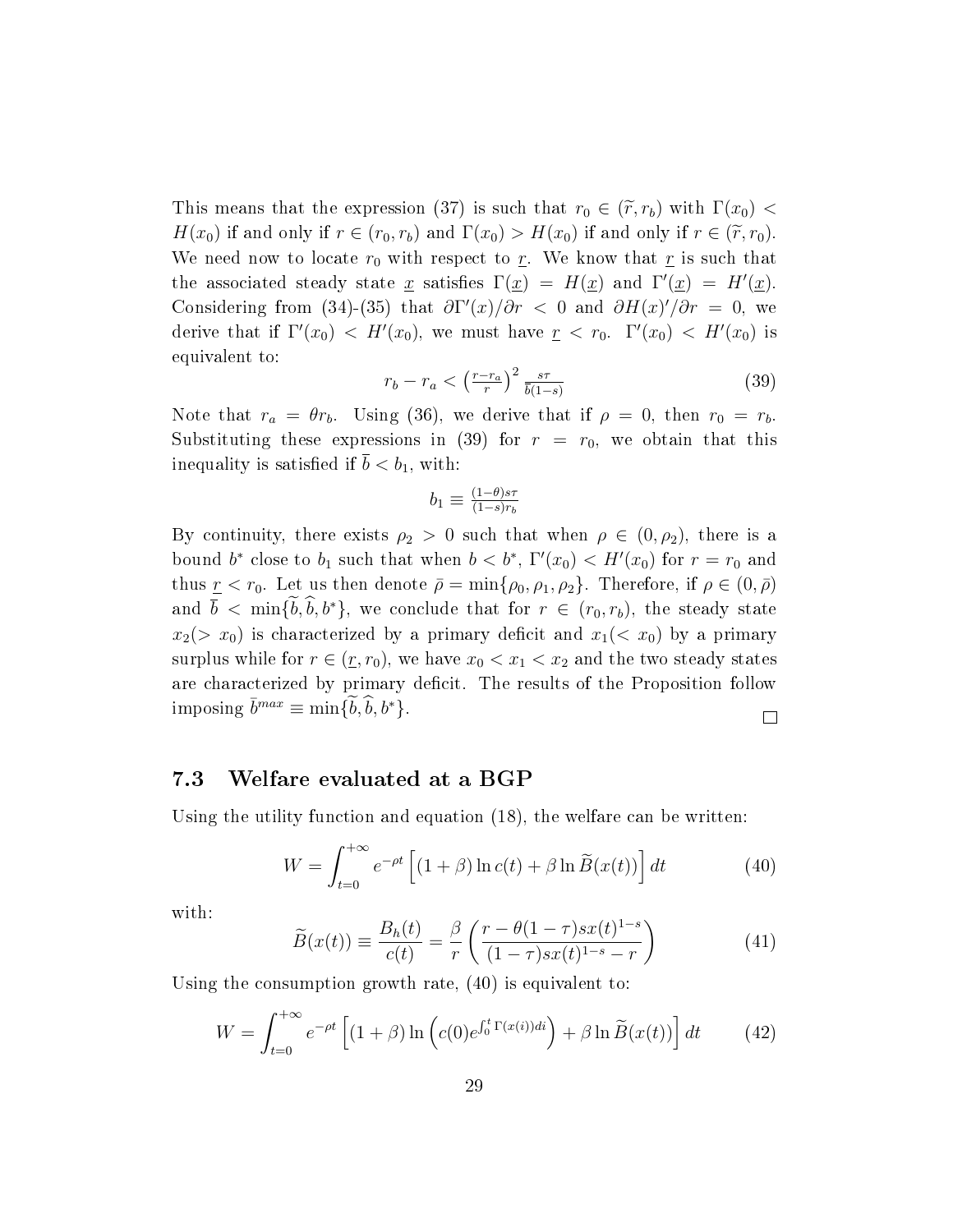This means that the expression (37) is such that $r_0 \in (\widetilde{r}, r_b)$ with $\Gamma(x_0) < H(x_0)$ if and only if $r \in (r_0, r_b)$ and $\Gamma(x_0) > H(x_0)$ if and only if $r \in (\widetilde{r}, r_0)$. We need now to locate $r_0$ with respect to $\underline{r}$. We know that $\underline{r}$ is such that the associated steady state $\underline{x}$ satisfies $\Gamma(\underline{x}) = H(\underline{x})$ and $\Gamma'(\underline{x}) = H'(\underline{x})$. Considering from (34)-(35) that $\partial \Gamma'(x)/\partial r < 0$ and $\partial H(x)'/\partial r = 0$, we derive that if $\Gamma'(x_0) < H'(x_0)$, we must have $\underline{r} < r_0$. $\Gamma'(x_0) < H'(x_0)$ is equivalent to:

$$r_b - r_a < \left(\tfrac{r - r_a}{r}\right)^2 \tfrac{s\tau}{\overline{b}(1-s)} \tag{39}$$

Note that $r_a = \theta r_b$. Using (36), we derive that if $\rho = 0$, then $r_0 = r_b$. Substituting these expressions in (39) for $r = r_0$, we obtain that this inequality is satisfied if $\overline{b} < b_1$, with:

$$b_1 \equiv \tfrac{(1-\theta)s\tau}{(1-s)r_b}$$

By continuity, there exists $\rho_2 > 0$ such that when $\rho \in (0, \rho_2)$, there is a bound $b^*$ close to $b_1$ such that when $b < b^*$, $\Gamma'(x_0) < H'(x_0)$ for $r = r_0$ and thus $\underline{r} < r_0$. Let us then denote $\bar{\rho} = \min\{\rho_0, \rho_1, \rho_2\}$. Therefore, if $\rho \in (0, \bar{\rho})$ and $\overline{b} < \min\{\widetilde{b}, \widehat{b}, b^*\}$, we conclude that for $r \in (r_0, r_b)$, the steady state $x_2 (> x_0)$ is characterized by a primary deficit and $x_1 (< x_0)$ by a primary surplus while for $r \in (\underline{r}, r_0)$, we have $x_0 < x_1 < x_2$ and the two steady states are characterized by primary deficit. The results of the Proposition follow imposing $\bar{b}^{max} \equiv \min\{\widetilde{b}, \widehat{b}, b^*\}$. □

### 7.3 Welfare evaluated at a BGP

Using the utility function and equation (18), the welfare can be written:

$$W = \int_{t=0}^{+\infty} e^{-\rho t} \left[ (1+\beta) \ln c(t) + \beta \ln \widetilde{B}(x(t)) \right] dt \tag{40}$$

with:

$$\widetilde{B}(x(t)) \equiv \frac{B_h(t)}{c(t)} = \frac{\beta}{r} \left( \frac{r - \theta(1-\tau)sx(t)^{1-s}}{(1-\tau)sx(t)^{1-s} - r} \right) \tag{41}$$

Using the consumption growth rate, (40) is equivalent to:

$$W = \int_{t=0}^{+\infty} e^{-\rho t} \left[ (1+\beta) \ln \left( c(0) e^{\int_0^t \Gamma(x(i)) di} \right) + \beta \ln \widetilde{B}(x(t)) \right] dt \tag{42}$$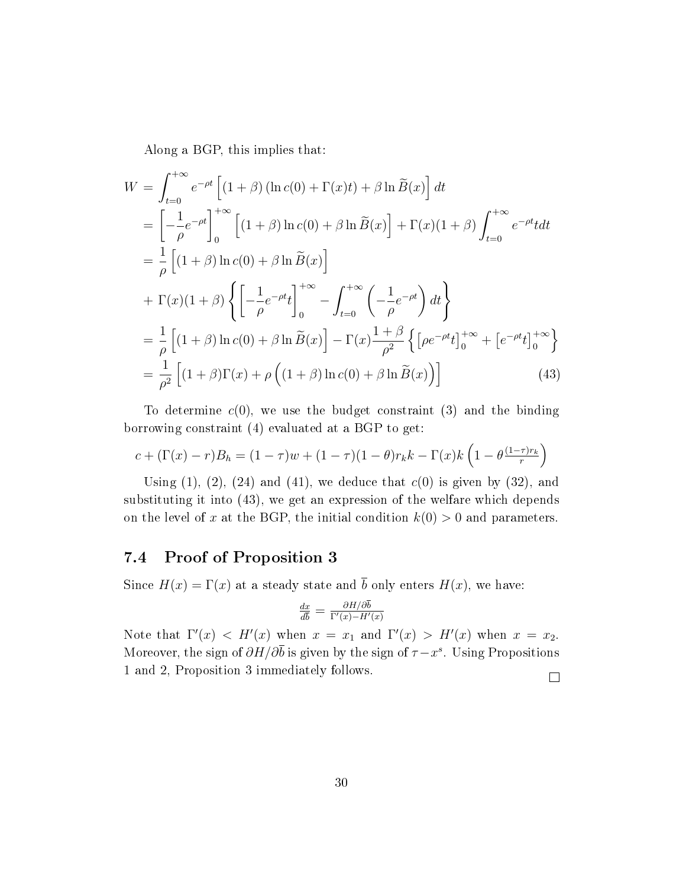Along a BGP, this implies that:

$$
\begin{aligned}
W &= \int_{t=0}^{+\infty} e^{-\rho t}\left[(1+\beta)\left(\ln c(0)+\Gamma(x)t\right)+\beta\ln\widetilde{B}(x)\right]dt \\
&= \left[-\frac{1}{\rho}e^{-\rho t}\right]_0^{+\infty}\left[(1+\beta)\ln c(0)+\beta\ln\widetilde{B}(x)\right]+\Gamma(x)(1+\beta)\int_{t=0}^{+\infty}e^{-\rho t}tdt \\
&= \frac{1}{\rho}\left[(1+\beta)\ln c(0)+\beta\ln\widetilde{B}(x)\right] \\
&+ \Gamma(x)(1+\beta)\left\{\left[-\frac{1}{\rho}e^{-\rho t}t\right]_0^{+\infty}-\int_{t=0}^{+\infty}\left(-\frac{1}{\rho}e^{-\rho t}\right)dt\right\} \\
&= \frac{1}{\rho}\left[(1+\beta)\ln c(0)+\beta\ln\widetilde{B}(x)\right]-\Gamma(x)\frac{1+\beta}{\rho^2}\left\{\left[\rho e^{-\rho t}t\right]_0^{+\infty}+\left[e^{-\rho t}t\right]_0^{+\infty}\right\} \\
&= \frac{1}{\rho^2}\left[(1+\beta)\Gamma(x)+\rho\left((1+\beta)\ln c(0)+\beta\ln\widetilde{B}(x)\right)\right] \qquad (43)
\end{aligned}
$$

To determine $c(0)$, we use the budget constraint (3) and the binding borrowing constraint (4) evaluated at a BGP to get:

$$
c+(\Gamma(x)-r)B_h=(1-\tau)w+(1-\tau)(1-\theta)r_k k-\Gamma(x)k\left(1-\theta\frac{(1-\tau)r_k}{r}\right)
$$

Using (1), (2), (24) and (41), we deduce that $c(0)$ is given by (32), and substituting it into (43), we get an expression of the welfare which depends on the level of $x$ at the BGP, the initial condition $k(0)>0$ and parameters.

## 7.4 Proof of Proposition 3

Since $H(x)=\Gamma(x)$ at a steady state and $\overline{b}$ only enters $H(x)$, we have:

$$
\frac{dx}{d\overline{b}}=\frac{\partial H/\partial\overline{b}}{\Gamma'(x)-H'(x)}
$$

Note that $\Gamma'(x)<H'(x)$ when $x=x_1$ and $\Gamma'(x)>H'(x)$ when $x=x_2$. Moreover, the sign of $\partial H/\partial\overline{b}$ is given by the sign of $\tau-x^s$. Using Propositions 1 and 2, Proposition 3 immediately follows. □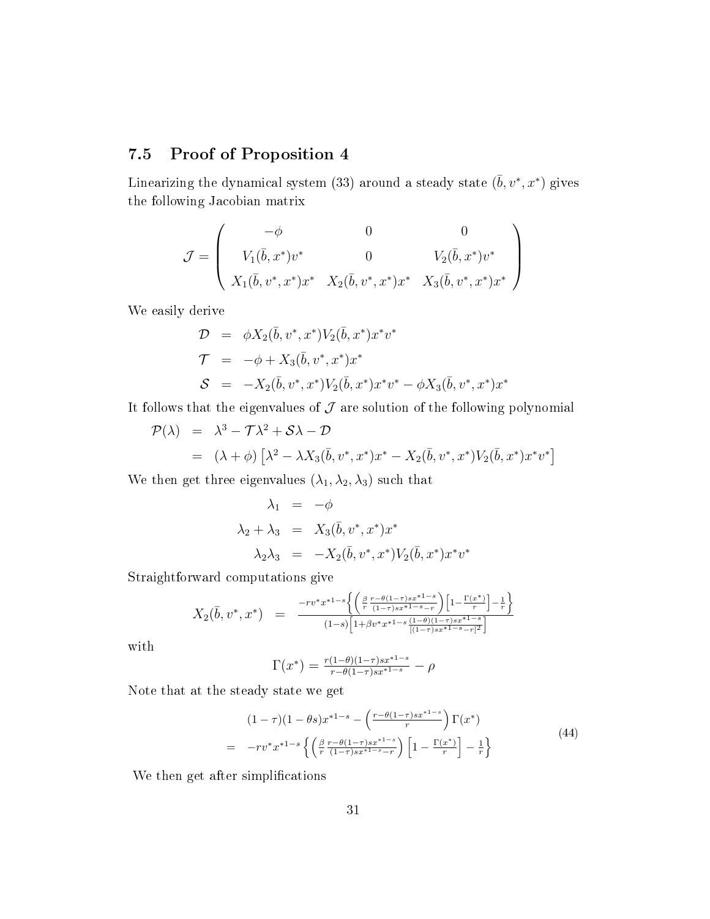## 7.5 Proof of Proposition 4

Linearizing the dynamical system (33) around a steady state $(\bar{b}, v^*, x^*)$ gives the following Jacobian matrix

$$\mathcal{J} = \begin{pmatrix} -\phi & 0 & 0 \\ V_1(\bar{b}, x^*)v^* & 0 & V_2(\bar{b}, x^*)v^* \\ X_1(\bar{b}, v^*, x^*)x^* & X_2(\bar{b}, v^*, x^*)x^* & X_3(\bar{b}, v^*, x^*)x^* \end{pmatrix}$$

We easily derive

$$\begin{aligned} \mathcal{D} &= \phi X_2(\bar{b}, v^*, x^*)V_2(\bar{b}, x^*)x^*v^* \\ \mathcal{T} &= -\phi + X_3(\bar{b}, v^*, x^*)x^* \\ \mathcal{S} &= -X_2(\bar{b}, v^*, x^*)V_2(\bar{b}, x^*)x^*v^* - \phi X_3(\bar{b}, v^*, x^*)x^* \end{aligned}$$

It follows that the eigenvalues of $\mathcal{J}$ are solution of the following polynomial

$$\begin{aligned} \mathcal{P}(\lambda) &= \lambda^3 - \mathcal{T}\lambda^2 + \mathcal{S}\lambda - \mathcal{D} \\ &= (\lambda + \phi)\left[\lambda^2 - \lambda X_3(\bar{b}, v^*, x^*)x^* - X_2(\bar{b}, v^*, x^*)V_2(\bar{b}, x^*)x^*v^*\right] \end{aligned}$$

We then get three eigenvalues $(\lambda_1, \lambda_2, \lambda_3)$ such that

$$\begin{aligned} \lambda_1 &= -\phi \\ \lambda_2 + \lambda_3 &= X_3(\bar{b}, v^*, x^*)x^* \\ \lambda_2\lambda_3 &= -X_2(\bar{b}, v^*, x^*)V_2(\bar{b}, x^*)x^*v^* \end{aligned}$$

Straightforward computations give

$$X_2(\bar{b}, v^*, x^*) = \frac{-rv^*x^{*1-s}\left\{\left(\frac{\beta}{r}\frac{r-\theta(1-\tau)sx^{*1-s}}{(1-\tau)sx^{*1-s}-r}\right)\left[1-\frac{\Gamma(x^*)}{r}\right]-\frac{1}{r}\right\}}{(1-s)\left[1+\beta v^*x^{*1-s}\frac{(1-\theta)(1-\tau)sx^{*1-s}}{[(1-\tau)sx^{*1-s}-r]^2}\right]}$$

with

$$\Gamma(x^*) = \frac{r(1-\theta)(1-\tau)sx^{*1-s}}{r-\theta(1-\tau)sx^{*1-s}} - \rho$$

Note that at the steady state we get

$$\begin{aligned} &(1-\tau)(1-\theta s)x^{*1-s} - \left(\frac{r-\theta(1-\tau)sx^{*1-s}}{r}\right)\Gamma(x^*) \\ = \; &-rv^*x^{*1-s}\left\{\left(\frac{\beta}{r}\frac{r-\theta(1-\tau)sx^{*1-s}}{(1-\tau)sx^{*1-s}-r}\right)\left[1-\frac{\Gamma(x^*)}{r}\right]-\frac{1}{r}\right\} \end{aligned} \tag{44}$$

We then get after simplifications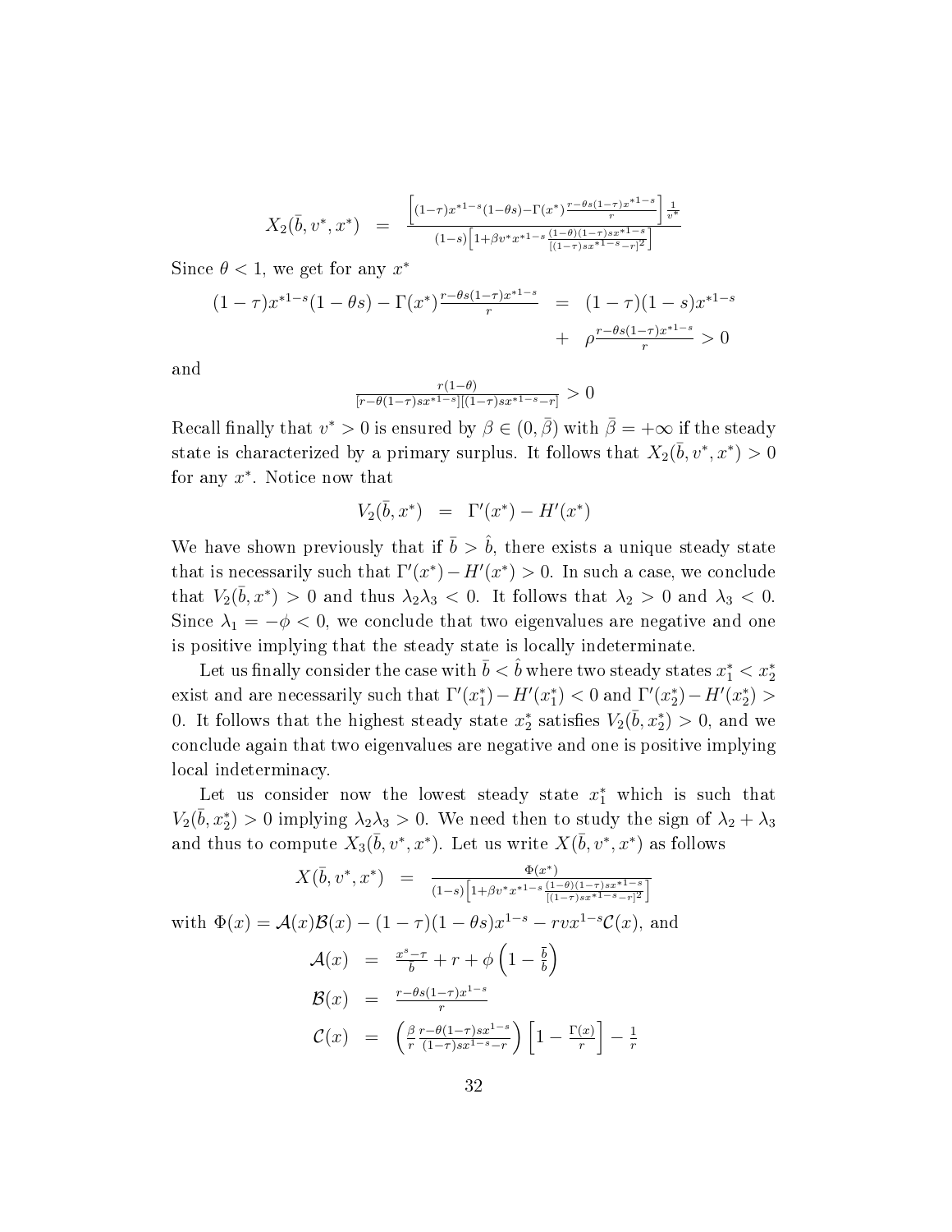$$X_2(\bar{b}, v^*, x^*) \quad = \quad \frac{\left[(1-\tau)x^{*1-s}(1-\theta s) - \Gamma(x^*)\frac{r-\theta s(1-\tau)x^{*1-s}}{r}\right]\frac{1}{v^*}}{(1-s)\left[1+\beta v^* x^{*1-s}\frac{(1-\theta)(1-\tau)sx^{*1-s}}{[(1-\tau)sx^{*1-s}-r]^2}\right]}$$

Since $\theta < 1$, we get for any $x^*$

$$\begin{aligned}(1-\tau)x^{*1-s}(1-\theta s) - \Gamma(x^*)\frac{r-\theta s(1-\tau)x^{*1-s}}{r} \quad &= \quad (1-\tau)(1-s)x^{*1-s} \\ &+ \quad \rho\frac{r-\theta s(1-\tau)x^{*1-s}}{r} > 0\end{aligned}$$

and

$$\frac{r(1-\theta)}{[r-\theta(1-\tau)sx^{*1-s}][(1-\tau)sx^{*1-s}-r]} > 0$$

Recall finally that $v^* > 0$ is ensured by $\beta \in (0, \bar{\beta})$ with $\bar{\beta} = +\infty$ if the steady state is characterized by a primary surplus. It follows that $X_2(\bar{b}, v^*, x^*) > 0$ for any $x^*$. Notice now that

$$V_2(\bar{b}, x^*) \quad = \quad \Gamma'(x^*) - H'(x^*)$$

We have shown previously that if $\bar{b} > \hat{b}$, there exists a unique steady state that is necessarily such that $\Gamma'(x^*) - H'(x^*) > 0$. In such a case, we conclude that $V_2(\bar{b}, x^*) > 0$ and thus $\lambda_2\lambda_3 < 0$. It follows that $\lambda_2 > 0$ and $\lambda_3 < 0$. Since $\lambda_1 = -\phi < 0$, we conclude that two eigenvalues are negative and one is positive implying that the steady state is locally indeterminate.

Let us finally consider the case with $\bar{b} < \hat{b}$ where two steady states $x_1^* < x_2^*$ exist and are necessarily such that $\Gamma'(x_1^*) - H'(x_1^*) < 0$ and $\Gamma'(x_2^*) - H'(x_2^*) > 0$. It follows that the highest steady state $x_2^*$ satisfies $V_2(\bar{b}, x_2^*) > 0$, and we conclude again that two eigenvalues are negative and one is positive implying local indeterminacy.

Let us consider now the lowest steady state $x_1^*$ which is such that $V_2(\bar{b}, x_2^*) > 0$ implying $\lambda_2\lambda_3 > 0$. We need then to study the sign of $\lambda_2 + \lambda_3$ and thus to compute $X_3(\bar{b}, v^*, x^*)$. Let us write $X(\bar{b}, v^*, x^*)$ as follows

$$X(\bar{b}, v^*, x^*) \quad = \quad \frac{\Phi(x^*)}{(1-s)\left[1+\beta v^* x^{*1-s}\frac{(1-\theta)(1-\tau)sx^{*1-s}}{[(1-\tau)sx^{*1-s}-r]^2}\right]}$$

with $\Phi(x) = \mathcal{A}(x)\mathcal{B}(x) - (1-\tau)(1-\theta s)x^{1-s} - rvx^{1-s}\mathcal{C}(x)$, and

$$\begin{aligned}\mathcal{A}(x) \quad &= \quad \frac{x^s - \tau}{\bar{b}} + r + \phi\left(1 - \frac{b}{\bar{b}}\right) \\ \mathcal{B}(x) \quad &= \quad \frac{r-\theta s(1-\tau)x^{1-s}}{r} \\ \mathcal{C}(x) \quad &= \quad \left(\frac{\beta}{r}\frac{r-\theta(1-\tau)sx^{1-s}}{(1-\tau)sx^{1-s}-r}\right)\left[1 - \frac{\Gamma(x)}{r}\right] - \frac{1}{r}\end{aligned}$$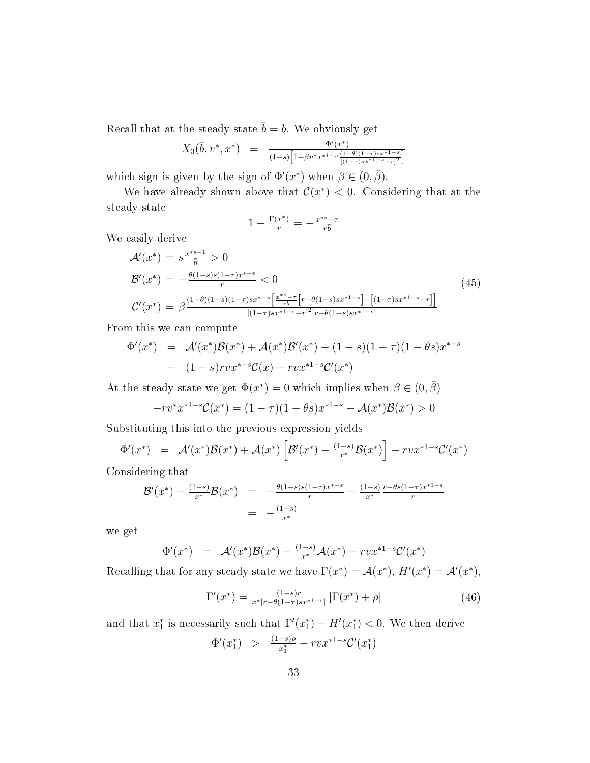Recall that at the steady state $\bar{b} = b$. We obviously get

$$X_3(\bar{b}, v^*, x^*) \;\; = \;\; \frac{\Phi'(x^*)}{(1-s)\left[1+\beta v^* x^{*1-s}\frac{(1-\theta)(1-\tau)s x^{*1-s}}{[(1-\tau)s x^{*1-s}-r]^2}\right]}$$

which sign is given by the sign of $\Phi'(x^*)$ when $\beta \in (0, \bar{\beta})$.

We have already shown above that $\mathcal{C}(x^*) < 0$. Considering that at the steady state

$$1 - \frac{\Gamma(x^*)}{r} = -\frac{x^{*s}-\tau}{r\bar{b}}$$

We easily derive

$$\begin{aligned}
\mathcal{A}'(x^*) &= s\frac{x^{*s-1}}{\bar{b}} > 0 \\
\mathcal{B}'(x^*) &= -\frac{\theta(1-s)s(1-\tau)x^{*-s}}{r} < 0 \\
\mathcal{C}'(x^*) &= \beta\frac{(1-\theta)(1-s)(1-\tau)s x^{*-s}\left[\frac{x^{*s}-\tau}{r\bar{b}}\left[r-\theta(1-s)s x^{*1-s}\right]-\left[(1-\tau)s x^{*1-s}-r\right]\right]}{[(1-\tau)s x^{*1-s}-r]^2[r-\theta(1-s)s x^{*1-s}]}
\end{aligned} \tag{45}$$

From this we can compute

$$\begin{aligned}
\Phi'(x^*) \;\; &= \;\; \mathcal{A}'(x^*)\mathcal{B}(x^*) + \mathcal{A}(x^*)\mathcal{B}'(x^*) - (1-s)(1-\tau)(1-\theta s)x^{*-s} \\
&- \;\; (1-s)rvx^{*-s}\mathcal{C}(x) - rvx^{*1-s}\mathcal{C}'(x^*)
\end{aligned}$$

At the steady state we get $\Phi(x^*) = 0$ which implies when $\beta \in (0, \bar{\beta})$

$$-rv^*x^{*1-s}\mathcal{C}(x^*) = (1-\tau)(1-\theta s)x^{*1-s} - \mathcal{A}(x^*)\mathcal{B}(x^*) > 0$$

Substituting this into the previous expression yields

$$\Phi'(x^*) \;\; = \;\; \mathcal{A}'(x^*)\mathcal{B}(x^*) + \mathcal{A}(x^*)\left[\mathcal{B}'(x^*) - \frac{(1-s)}{x^*}\mathcal{B}(x^*)\right] - rvx^{*1-s}\mathcal{C}'(x^*)$$

Considering that

$$\begin{aligned}
\mathcal{B}'(x^*) - \frac{(1-s)}{x^*}\mathcal{B}(x^*) \;\; &= \;\; -\frac{\theta(1-s)s(1-\tau)x^{*-s}}{r} - \frac{(1-s)}{x^*}\frac{r-\theta s(1-\tau)x^{*1-s}}{r} \\
&= \;\; -\frac{(1-s)}{x^*}
\end{aligned}$$

we get

$$\Phi'(x^*) \;\; = \;\; \mathcal{A}'(x^*)\mathcal{B}(x^*) - \frac{(1-s)}{x^*}\mathcal{A}(x^*) - rvx^{*1-s}\mathcal{C}'(x^*)$$

Recalling that for any steady state we have $\Gamma(x^*) = \mathcal{A}(x^*)$, $H'(x^*) = \mathcal{A}'(x^*)$,

$$\Gamma'(x^*) = \frac{(1-s)r}{x^*[r-\theta(1-\tau)s x^{*1-s}]}\left[\Gamma(x^*) + \rho\right] \tag{46}$$

and that $x_1^*$ is necessarily such that $\Gamma'(x_1^*) - H'(x_1^*) < 0$. We then derive

$$\Phi'(x_1^*) \;\; > \;\; \frac{(1-s)\rho}{x_1^*} - rvx^{*1-s}\mathcal{C}'(x_1^*)$$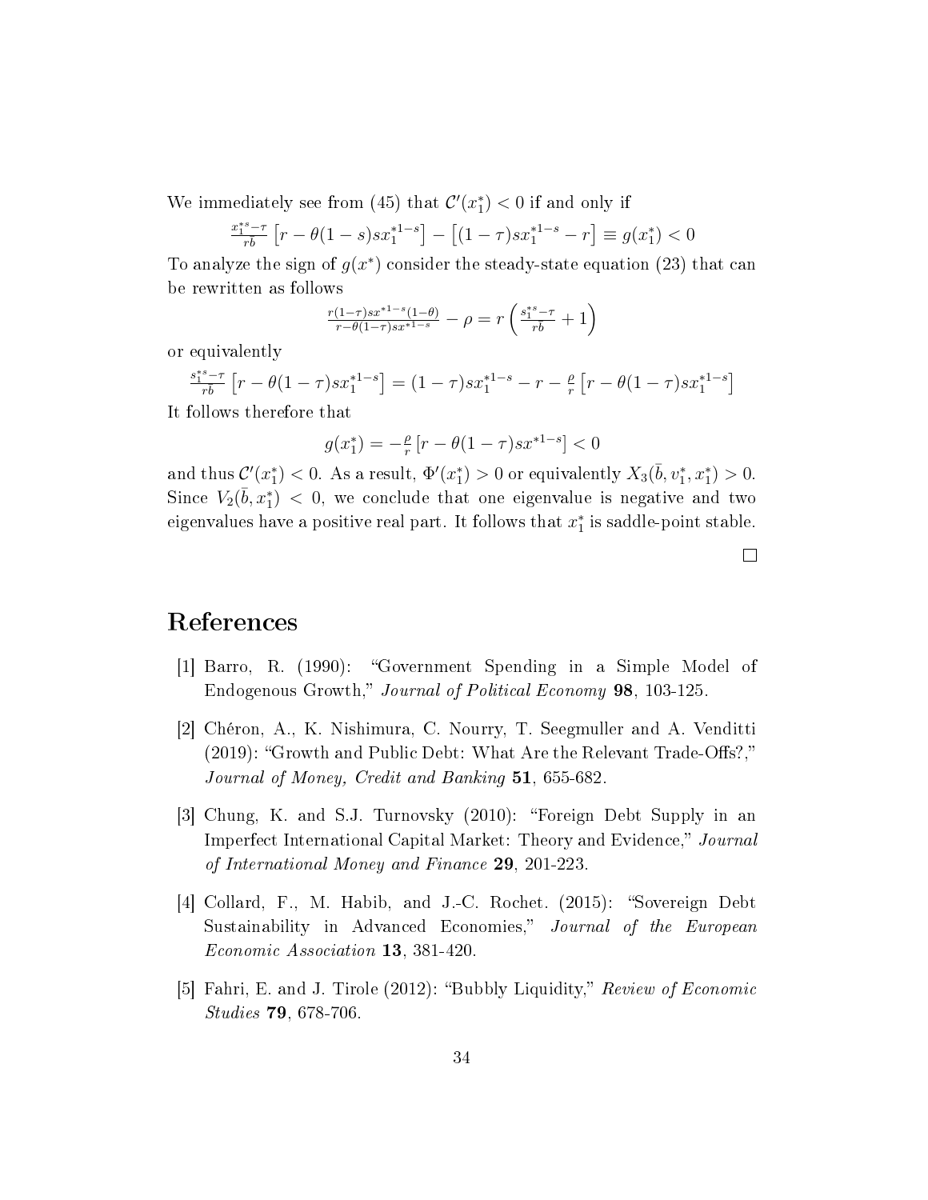We immediately see from (45) that $\mathcal{C}'(x_1^*) < 0$ if and only if

$$\frac{x_1^{*s}-\tau}{r\bar{b}}\left[r-\theta(1-s)sx_1^{*1-s}\right]-\left[(1-\tau)sx_1^{*1-s}-r\right]\equiv g(x_1^*)<0$$

To analyze the sign of $g(x^*)$ consider the steady-state equation (23) that can be rewritten as follows

$$\frac{r(1-\tau)sx^{*1-s}(1-\theta)}{r-\theta(1-\tau)sx^{*1-s}}-\rho=r\left(\frac{s_1^{*s}-\tau}{r\bar{b}}+1\right)$$

or equivalently

$$\frac{s_1^{*s}-\tau}{r\bar{b}}\left[r-\theta(1-\tau)sx_1^{*1-s}\right]=(1-\tau)sx_1^{*1-s}-r-\frac{\rho}{r}\left[r-\theta(1-\tau)sx_1^{*1-s}\right]$$

It follows therefore that

$$g(x_1^*)=-\frac{\rho}{r}\left[r-\theta(1-\tau)sx^{*1-s}\right]<0$$

and thus $\mathcal{C}'(x_1^*) < 0$. As a result, $\Phi'(x_1^*) > 0$ or equivalently $X_3(\bar{b}, v_1^*, x_1^*) > 0$. Since $V_2(\bar{b}, x_1^*) < 0$, we conclude that one eigenvalue is negative and two eigenvalues have a positive real part. It follows that $x_1^*$ is saddle-point stable.

□

# References

[1] Barro, R. (1990): "Government Spending in a Simple Model of Endogenous Growth," *Journal of Political Economy* **98**, 103-125.

[2] Chéron, A., K. Nishimura, C. Nourry, T. Seegmuller and A. Venditti (2019): "Growth and Public Debt: What Are the Relevant Trade-Offs?," *Journal of Money, Credit and Banking* **51**, 655-682.

[3] Chung, K. and S.J. Turnovsky (2010): "Foreign Debt Supply in an Imperfect International Capital Market: Theory and Evidence," *Journal of International Money and Finance* **29**, 201-223.

[4] Collard, F., M. Habib, and J.-C. Rochet. (2015): "Sovereign Debt Sustainability in Advanced Economies," *Journal of the European Economic Association* **13**, 381-420.

[5] Fahri, E. and J. Tirole (2012): "Bubbly Liquidity," *Review of Economic Studies* **79**, 678-706.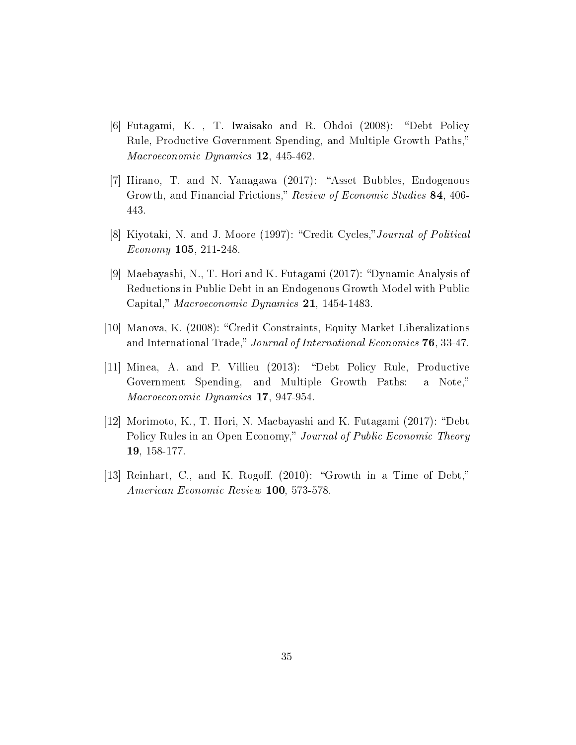[6] Futagami, K. , T. Iwaisako and R. Ohdoi (2008): "Debt Policy Rule, Productive Government Spending, and Multiple Growth Paths," *Macroeconomic Dynamics* **12**, 445-462.

[7] Hirano, T. and N. Yanagawa (2017): "Asset Bubbles, Endogenous Growth, and Financial Frictions," *Review of Economic Studies* **84**, 406-443.

[8] Kiyotaki, N. and J. Moore (1997): "Credit Cycles,"*Journal of Political Economy* **105**, 211-248.

[9] Maebayashi, N., T. Hori and K. Futagami (2017): "Dynamic Analysis of Reductions in Public Debt in an Endogenous Growth Model with Public Capital," *Macroeconomic Dynamics* **21**, 1454-1483.

[10] Manova, K. (2008): "Credit Constraints, Equity Market Liberalizations and International Trade," *Journal of International Economics* **76**, 33-47.

[11] Minea, A. and P. Villieu (2013): "Debt Policy Rule, Productive Government Spending, and Multiple Growth Paths: a Note," *Macroeconomic Dynamics* **17**, 947-954.

[12] Morimoto, K., T. Hori, N. Maebayashi and K. Futagami (2017): "Debt Policy Rules in an Open Economy," *Journal of Public Economic Theory* **19**, 158-177.

[13] Reinhart, C., and K. Rogoff. (2010): "Growth in a Time of Debt," *American Economic Review* **100**, 573-578.